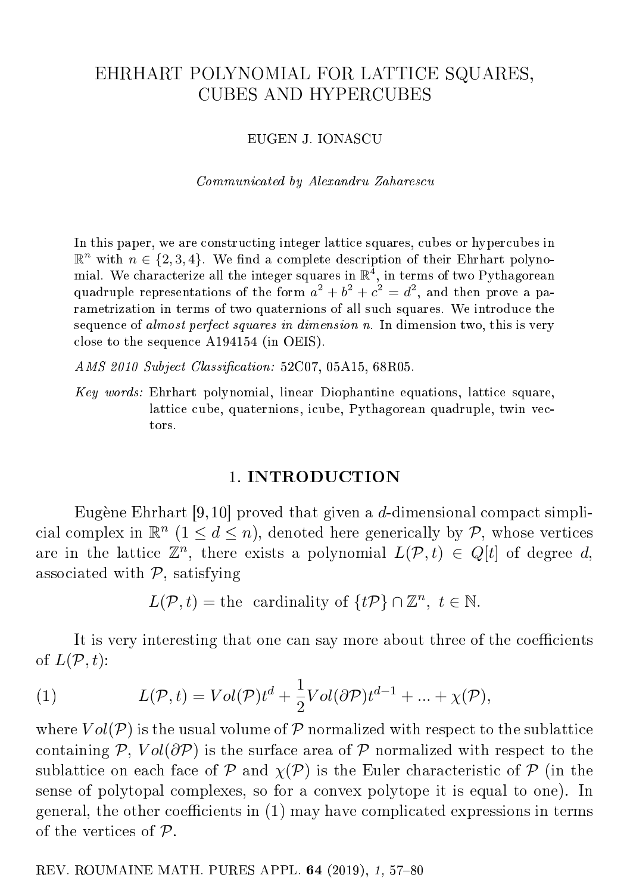# EHRHART POLYNOMIAL FOR LATTICE SQUARES, CUBES AND HYPERCUBES

EUGEN J. IONASCU

*Communicated by Alexandru Zaharescu*

In this paper, we are constructing integer lattice squares, cubes or hypercubes in $\mathbb{R}^n$ with $n \in \{2, 3, 4\}$. We find a complete description of their Ehrhart polynomial. We characterize all the integer squares in $\mathbb{R}^4$, in terms of two Pythagorean quadruple representations of the form $a^2 + b^2 + c^2 = d^2$, and then prove a parametrization in terms of two quaternions of all such squares. We introduce the sequence of *almost perfect squares in dimension n*. In dimension two, this is very close to the sequence A194154 (in OEIS).

*AMS 2010 Subject Classification:* 52C07, 05A15, 68R05.

*Key words:* Ehrhart polynomial, linear Diophantine equations, lattice square, lattice cube, quaternions, icube, Pythagorean quadruple, twin vectors.

## 1. INTRODUCTION

Eugène Ehrhart [9,10] proved that given a $d$-dimensional compact simplicial complex in $\mathbb{R}^n$ ($1 \leq d \leq n$), denoted here generically by $\mathcal{P}$, whose vertices are in the lattice $\mathbb{Z}^n$, there exists a polynomial $L(\mathcal{P}, t) \in Q[t]$ of degree $d$, associated with $\mathcal{P}$, satisfying

$$L(\mathcal{P}, t) = \text{the cardinality of } \{t\mathcal{P}\} \cap \mathbb{Z}^n, \ t \in \mathbb{N}.$$

It is very interesting that one can say more about three of the coefficients of $L(\mathcal{P}, t)$:

$$L(\mathcal{P}, t) = Vol(\mathcal{P})t^d + \frac{1}{2}Vol(\partial\mathcal{P})t^{d-1} + ... + \chi(\mathcal{P}), \tag{1}$$

where $Vol(\mathcal{P})$ is the usual volume of $\mathcal{P}$ normalized with respect to the sublattice containing $\mathcal{P}$, $Vol(\partial\mathcal{P})$ is the surface area of $\mathcal{P}$ normalized with respect to the sublattice on each face of $\mathcal{P}$ and $\chi(\mathcal{P})$ is the Euler characteristic of $\mathcal{P}$ (in the sense of polytopal complexes, so for a convex polytope it is equal to one). In general, the other coefficients in (1) may have complicated expressions in terms of the vertices of $\mathcal{P}$.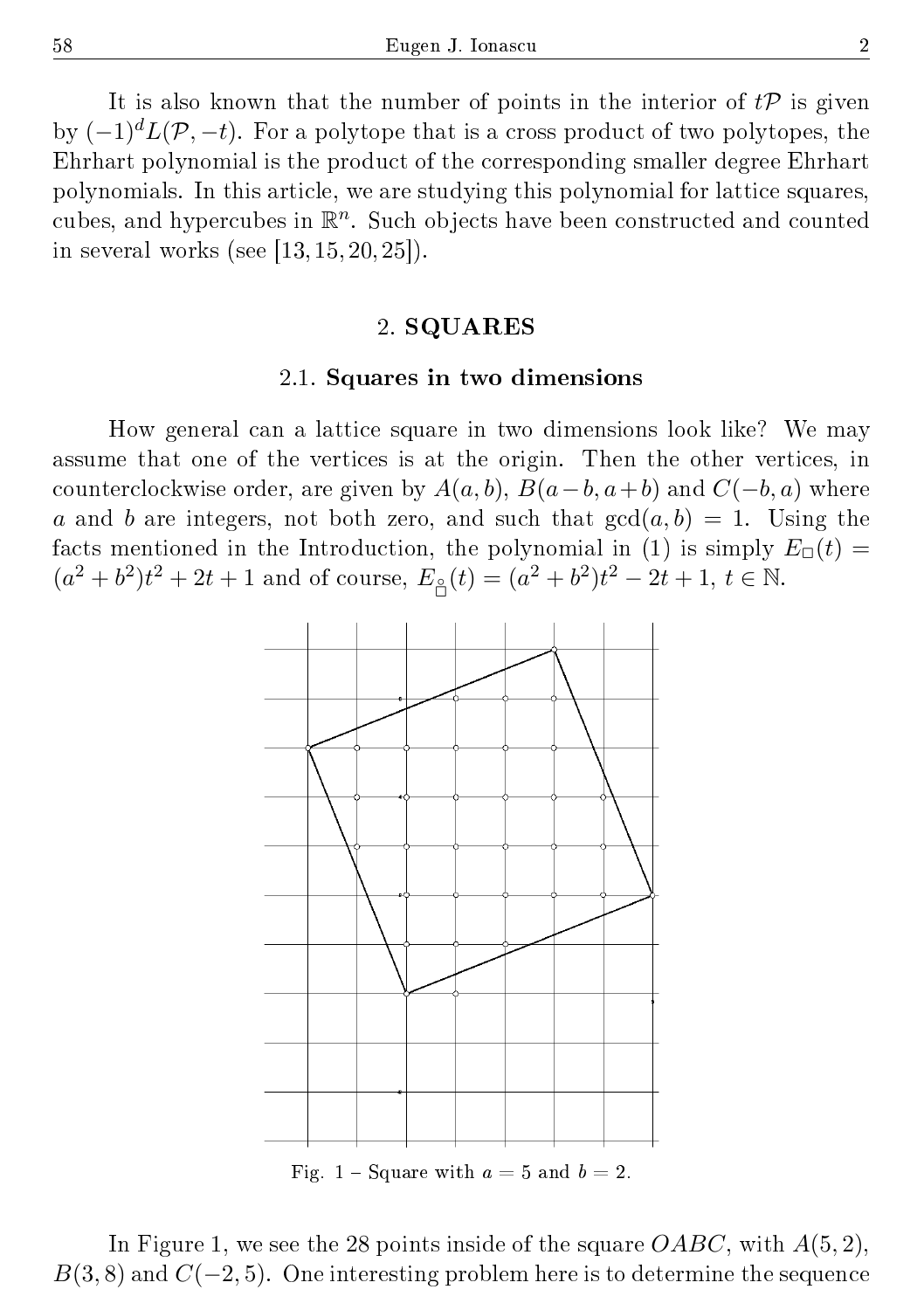It is also known that the number of points in the interior of $t\mathcal{P}$ is given by $(-1)^d L(\mathcal{P}, -t)$. For a polytope that is a cross product of two polytopes, the Ehrhart polynomial is the product of the corresponding smaller degree Ehrhart polynomials. In this article, we are studying this polynomial for lattice squares, cubes, and hypercubes in $\mathbb{R}^n$. Such objects have been constructed and counted in several works (see [13, 15, 20, 25]).

## 2. SQUARES

### 2.1. Squares in two dimensions

How general can a lattice square in two dimensions look like? We may assume that one of the vertices is at the origin. Then the other vertices, in counterclockwise order, are given by $A(a, b)$, $B(a-b, a+b)$ and $C(-b, a)$ where $a$ and $b$ are integers, not both zero, and such that $\gcd(a, b) = 1$. Using the facts mentioned in the Introduction, the polynomial in (1) is simply $E_{\square}(t) = (a^2 + b^2)t^2 + 2t + 1$ and of course, $E_{\overset{\circ}{\square}}(t) = (a^2 + b^2)t^2 - 2t + 1$, $t \in \mathbb{N}$.

Fig. 1 – Square with $a = 5$ and $b = 2$.

In Figure 1, we see the 28 points inside of the square $OABC$, with $A(5, 2)$, $B(3, 8)$ and $C(-2, 5)$. One interesting problem here is to determine the sequence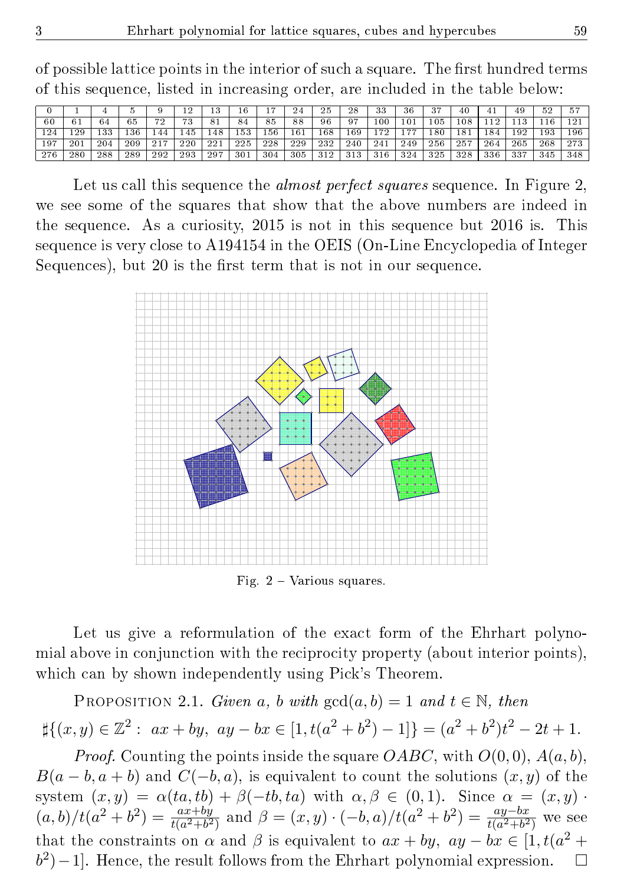of possible lattice points in the interior of such a square. The first hundred terms of this sequence, listed in increasing order, are included in the table below:

| 0 | 1 | 4 | 5 | 9 | 12 | 13 | 16 | 17 | 24 | 25 | 28 | 33 | 36 | 37 | 40 | 41 | 49 | 52 | 57 |
|---|---|---|---|---|---|---|---|---|---|---|---|---|---|---|---|---|---|---|---|
| 60 | 61 | 64 | 65 | 72 | 73 | 81 | 84 | 85 | 88 | 96 | 97 | 100 | 101 | 105 | 108 | 112 | 113 | 116 | 121 |
| 124 | 129 | 133 | 136 | 144 | 145 | 148 | 153 | 156 | 161 | 168 | 169 | 172 | 177 | 180 | 181 | 184 | 192 | 193 | 196 |
| 197 | 201 | 204 | 209 | 217 | 220 | 221 | 225 | 228 | 229 | 232 | 240 | 241 | 249 | 256 | 257 | 264 | 265 | 268 | 273 |
| 276 | 280 | 288 | 289 | 292 | 293 | 297 | 301 | 304 | 305 | 312 | 313 | 316 | 324 | 325 | 328 | 336 | 337 | 345 | 348 |

Let us call this sequence the *almost perfect squares* sequence. In Figure 2, we see some of the squares that show that the above numbers are indeed in the sequence. As a curiosity, 2015 is not in this sequence but 2016 is. This sequence is very close to A194154 in the OEIS (On-Line Encyclopedia of Integer Sequences), but 20 is the first term that is not in our sequence.

Fig. 2 – Various squares.

Let us give a reformulation of the exact form of the Ehrhart polynomial above in conjunction with the reciprocity property (about interior points), which can by shown independently using Pick's Theorem.

Proposition 2.1. *Given $a$, $b$ with $\gcd(a,b)=1$ and $t\in\mathbb{N}$, then*

$$\sharp\{(x,y)\in\mathbb{Z}^2:\ ax+by,\ ay-bx\in[1,t(a^2+b^2)-1]\}=(a^2+b^2)t^2-2t+1.$$

*Proof.* Counting the points inside the square $OABC$, with $O(0,0)$, $A(a,b)$, $B(a-b,a+b)$ and $C(-b,a)$, is equivalent to count the solutions $(x,y)$ of the system $(x,y)=\alpha(ta,tb)+\beta(-tb,ta)$ with $\alpha,\beta\in(0,1)$. Since $\alpha=(x,y)\cdot(a,b)/t(a^2+b^2)=\frac{ax+by}{t(a^2+b^2)}$ and $\beta=(x,y)\cdot(-b,a)/t(a^2+b^2)=\frac{ay-bx}{t(a^2+b^2)}$ we see that the constraints on $\alpha$ and $\beta$ is equivalent to $ax+by,\ ay-bx\in[1,t(a^2+b^2)-1]$. Hence, the result follows from the Ehrhart polynomial expression. $\square$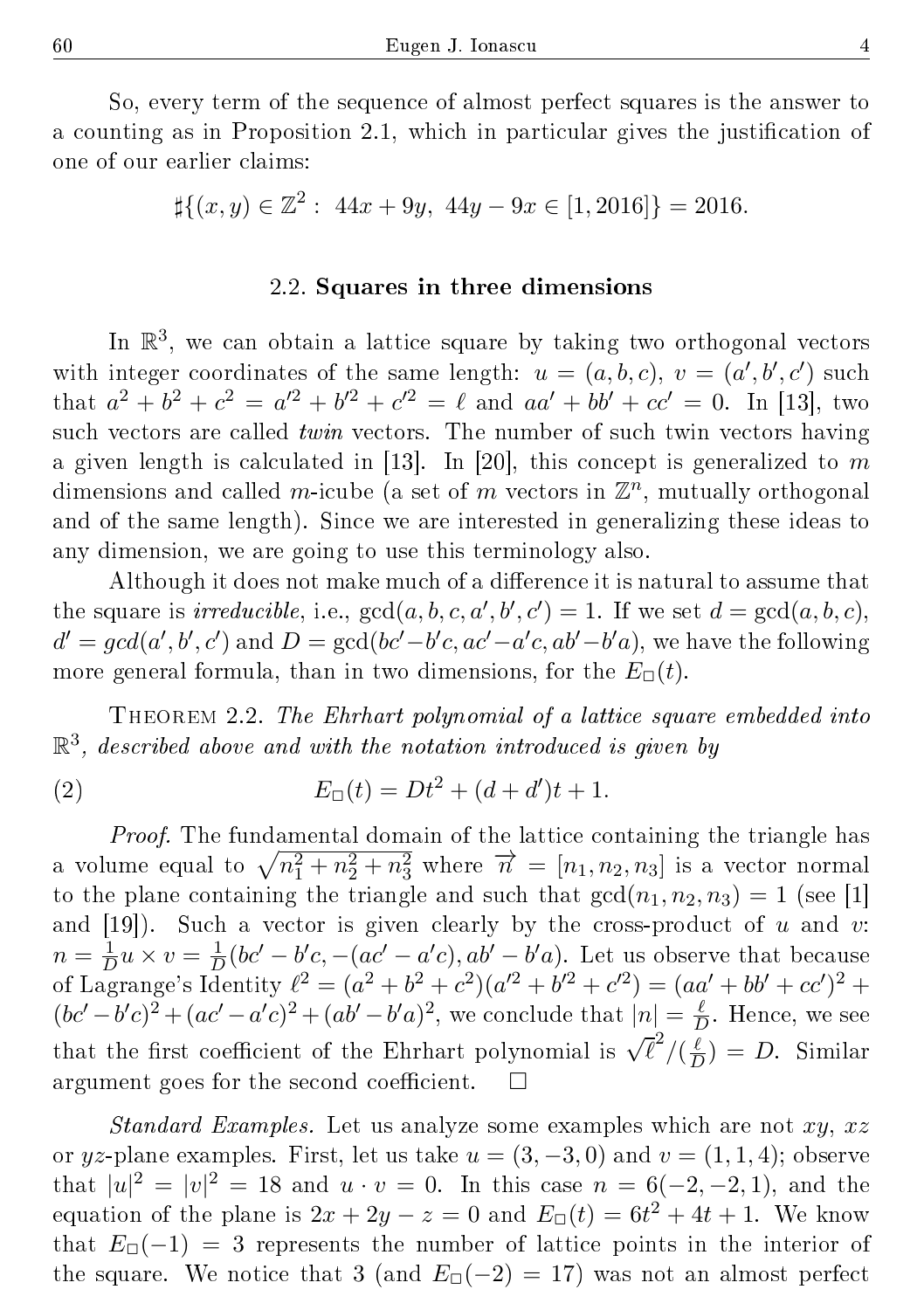So, every term of the sequence of almost perfect squares is the answer to a counting as in Proposition 2.1, which in particular gives the justification of one of our earlier claims:

$$\sharp\{(x,y) \in \mathbb{Z}^2 : \ 44x + 9y, \ 44y - 9x \in [1, 2016]\} = 2016.$$

### 2.2. Squares in three dimensions

In $\mathbb{R}^3$, we can obtain a lattice square by taking two orthogonal vectors with integer coordinates of the same length: $u = (a,b,c)$, $v = (a',b',c')$ such that $a^2 + b^2 + c^2 = a'^2 + b'^2 + c'^2 = \ell$ and $aa' + bb' + cc' = 0$. In [13], two such vectors are called *twin* vectors. The number of such twin vectors having a given length is calculated in [13]. In [20], this concept is generalized to $m$ dimensions and called $m$-icube (a set of $m$ vectors in $\mathbb{Z}^n$, mutually orthogonal and of the same length). Since we are interested in generalizing these ideas to any dimension, we are going to use this terminology also.

Although it does not make much of a difference it is natural to assume that the square is *irreducible*, i.e., $\gcd(a,b,c,a',b',c') = 1$. If we set $d = \gcd(a,b,c)$, $d' = gcd(a',b',c')$ and $D = \gcd(bc'-b'c, ac'-a'c, ab'-b'a)$, we have the following more general formula, than in two dimensions, for the $E_{\square}(t)$.

Theorem 2.2. *The Ehrhart polynomial of a lattice square embedded into $\mathbb{R}^3$, described above and with the notation introduced is given by*

$$E_{\square}(t) = Dt^2 + (d + d')t + 1. \tag{2}$$

*Proof.* The fundamental domain of the lattice containing the triangle has a volume equal to $\sqrt{n_1^2 + n_2^2 + n_3^2}$ where $\overrightarrow{n} = [n_1, n_2, n_3]$ is a vector normal to the plane containing the triangle and such that $\gcd(n_1, n_2, n_3) = 1$ (see [1] and [19]). Such a vector is given clearly by the cross-product of $u$ and $v$: $n = \frac{1}{D} u \times v = \frac{1}{D}(bc' - b'c, -(ac' - a'c), ab' - b'a)$. Let us observe that because of Lagrange's Identity $\ell^2 = (a^2 + b^2 + c^2)(a'^2 + b'^2 + c'^2) = (aa' + bb' + cc')^2 + (bc' - b'c)^2 + (ac' - a'c)^2 + (ab' - b'a)^2$, we conclude that $|n| = \frac{\ell}{D}$. Hence, we see that the first coefficient of the Ehrhart polynomial is $\sqrt{\ell}^2/(\frac{\ell}{D}) = D$. Similar argument goes for the second coefficient. $\square$

*Standard Examples.* Let us analyze some examples which are not $xy$, $xz$ or $yz$-plane examples. First, let us take $u = (3, -3, 0)$ and $v = (1, 1, 4)$; observe that $|u|^2 = |v|^2 = 18$ and $u \cdot v = 0$. In this case $n = 6(-2, -2, 1)$, and the equation of the plane is $2x + 2y - z = 0$ and $E_{\square}(t) = 6t^2 + 4t + 1$. We know that $E_{\square}(-1) = 3$ represents the number of lattice points in the interior of the square. We notice that 3 (and $E_{\square}(-2) = 17$) was not an almost perfect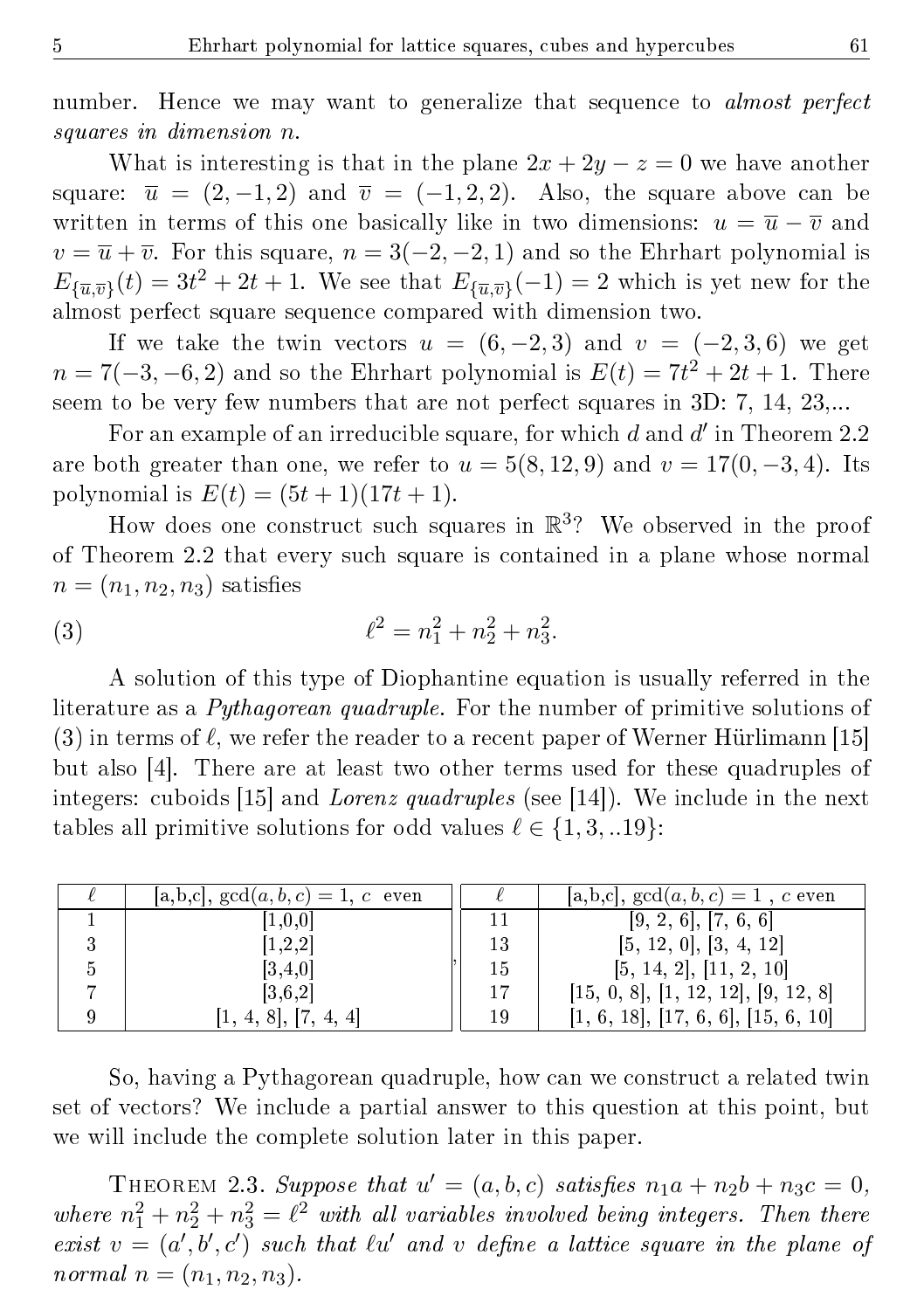number. Hence we may want to generalize that sequence to *almost perfect squares in dimension n*.

What is interesting is that in the plane $2x + 2y - z = 0$ we have another square: $\overline{u} = (2, -1, 2)$ and $\overline{v} = (-1, 2, 2)$. Also, the square above can be written in terms of this one basically like in two dimensions: $u = \overline{u} - \overline{v}$ and $v = \overline{u} + \overline{v}$. For this square, $n = 3(-2, -2, 1)$ and so the Ehrhart polynomial is $E_{\{\overline{u},\overline{v}\}}(t) = 3t^2 + 2t + 1$. We see that $E_{\{\overline{u},\overline{v}\}}(-1) = 2$ which is yet new for the almost perfect square sequence compared with dimension two.

If we take the twin vectors $u = (6, -2, 3)$ and $v = (-2, 3, 6)$ we get $n = 7(-3, -6, 2)$ and so the Ehrhart polynomial is $E(t) = 7t^2 + 2t + 1$. There seem to be very few numbers that are not perfect squares in 3D: 7, 14, 23,...

For an example of an irreducible square, for which $d$ and $d'$ in Theorem 2.2 are both greater than one, we refer to $u = 5(8, 12, 9)$ and $v = 17(0, -3, 4)$. Its polynomial is $E(t) = (5t + 1)(17t + 1)$.

How does one construct such squares in $\mathbb{R}^3$? We observed in the proof of Theorem 2.2 that every such square is contained in a plane whose normal $n = (n_1, n_2, n_3)$ satisfies

$$\ell^2 = n_1^2 + n_2^2 + n_3^2. \tag{3}$$

A solution of this type of Diophantine equation is usually referred in the literature as a *Pythagorean quadruple*. For the number of primitive solutions of (3) in terms of $\ell$, we refer the reader to a recent paper of Werner Hürlimann [15] but also [4]. There are at least two other terms used for these quadruples of integers: cuboids [15] and *Lorenz quadruples* (see [14]). We include in the next tables all primitive solutions for odd values $\ell \in \{1, 3, ..19\}$:

| $\ell$ | [a,b,c], $\gcd(a, b, c) = 1$, $c$ even |
|---|---|
| 1 | [1,0,0] |
| 3 | [1,2,2] |
| 5 | [3,4,0] |
| 7 | [3,6,2] |
| 9 | [1, 4, 8], [7, 4, 4] |

| $\ell$ | [a,b,c], $\gcd(a, b, c) = 1$ , $c$ even |
|---|---|
| 11 | [9, 2, 6], [7, 6, 6] |
| 13 | [5, 12, 0], [3, 4, 12] |
| 15 | [5, 14, 2], [11, 2, 10] |
| 17 | [15, 0, 8], [1, 12, 12], [9, 12, 8] |
| 19 | [1, 6, 18], [17, 6, 6], [15, 6, 10] |

So, having a Pythagorean quadruple, how can we construct a related twin set of vectors? We include a partial answer to this question at this point, but we will include the complete solution later in this paper.

**Theorem 2.3.** *Suppose that $u' = (a, b, c)$ satisfies $n_1 a + n_2 b + n_3 c = 0$, where $n_1^2 + n_2^2 + n_3^2 = \ell^2$ with all variables involved being integers. Then there exist $v = (a', b', c')$ such that $\ell u'$ and $v$ define a lattice square in the plane of normal $n = (n_1, n_2, n_3)$.*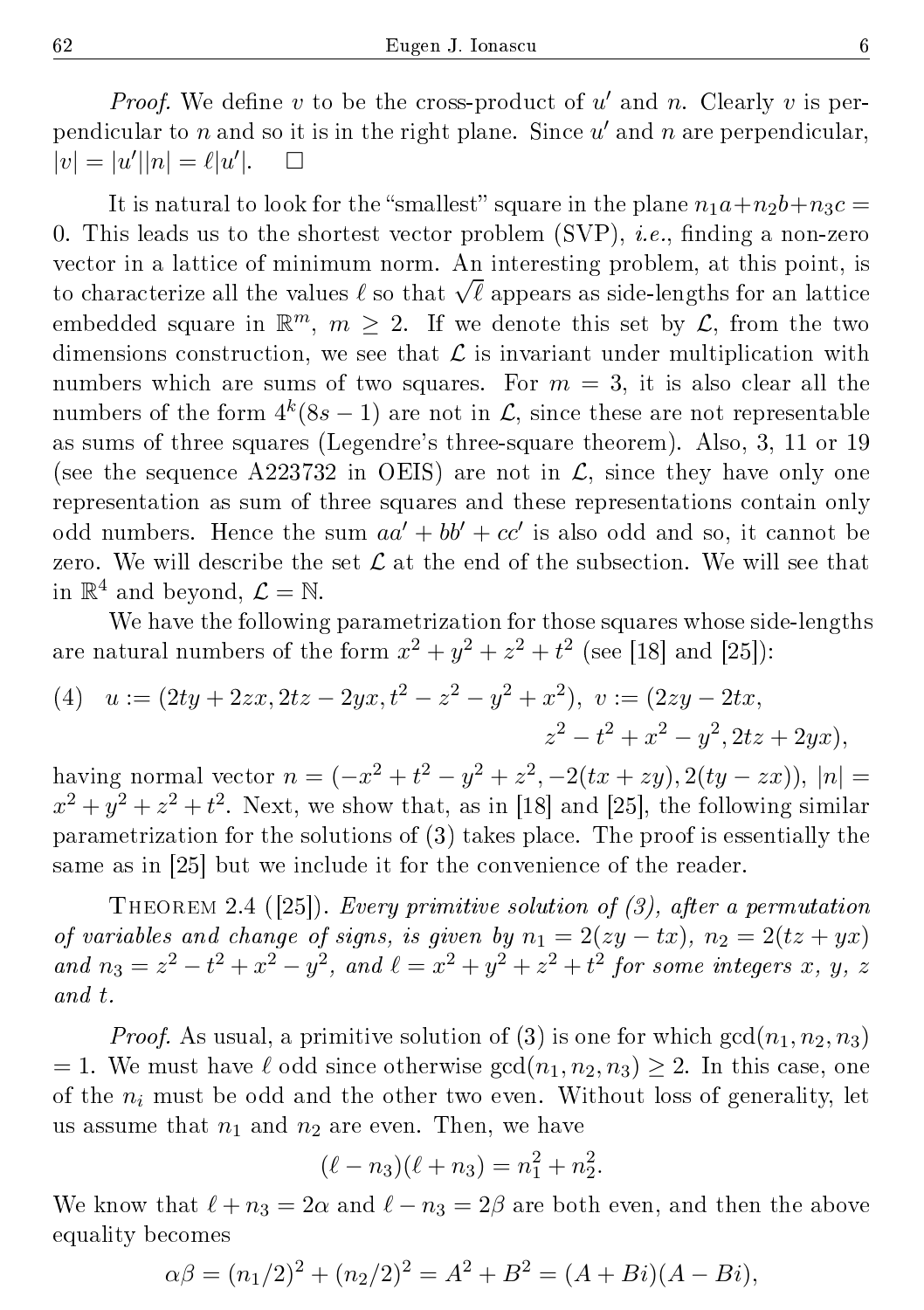*Proof.* We define $v$ to be the cross-product of $u'$ and $n$. Clearly $v$ is perpendicular to $n$ and so it is in the right plane. Since $u'$ and $n$ are perpendicular, $|v| = |u'||n| = \ell|u'|$. $\square$

It is natural to look for the "smallest" square in the plane $n_1a+n_2b+n_3c = 0$. This leads us to the shortest vector problem (SVP), *i.e.*, finding a non-zero vector in a lattice of minimum norm. An interesting problem, at this point, is to characterize all the values $\ell$ so that $\sqrt{\ell}$ appears as side-lengths for an lattice embedded square in $\mathbb{R}^m$, $m \geq 2$. If we denote this set by $\mathcal{L}$, from the two dimensions construction, we see that $\mathcal{L}$ is invariant under multiplication with numbers which are sums of two squares. For $m = 3$, it is also clear all the numbers of the form $4^k(8s-1)$ are not in $\mathcal{L}$, since these are not representable as sums of three squares (Legendre's three-square theorem). Also, 3, 11 or 19 (see the sequence A223732 in OEIS) are not in $\mathcal{L}$, since they have only one representation as sum of three squares and these representations contain only odd numbers. Hence the sum $aa' + bb' + cc'$ is also odd and so, it cannot be zero. We will describe the set $\mathcal{L}$ at the end of the subsection. We will see that in $\mathbb{R}^4$ and beyond, $\mathcal{L} = \mathbb{N}$.

We have the following parametrization for those squares whose side-lengths are natural numbers of the form $x^2 + y^2 + z^2 + t^2$ (see [18] and [25]):

$$(4) \quad u := (2ty + 2zx, 2tz - 2yx, t^2 - z^2 - y^2 + x^2), \ v := (2zy - 2tx, z^2 - t^2 + x^2 - y^2, 2tz + 2yx),$$

having normal vector $n = (-x^2 + t^2 - y^2 + z^2, -2(tx + zy), 2(ty - zx))$, $|n| = x^2 + y^2 + z^2 + t^2$. Next, we show that, as in [18] and [25], the following similar parametrization for the solutions of (3) takes place. The proof is essentially the same as in [25] but we include it for the convenience of the reader.

THEOREM 2.4 ([25]). *Every primitive solution of (3), after a permutation of variables and change of signs, is given by $n_1 = 2(zy - tx)$, $n_2 = 2(tz + yx)$ and $n_3 = z^2 - t^2 + x^2 - y^2$, and $\ell = x^2 + y^2 + z^2 + t^2$ for some integers $x$, $y$, $z$ and $t$.*

*Proof.* As usual, a primitive solution of (3) is one for which $\gcd(n_1, n_2, n_3) = 1$. We must have $\ell$ odd since otherwise $\gcd(n_1, n_2, n_3) \geq 2$. In this case, one of the $n_i$ must be odd and the other two even. Without loss of generality, let us assume that $n_1$ and $n_2$ are even. Then, we have

$$(\ell - n_3)(\ell + n_3) = n_1^2 + n_2^2.$$

We know that $\ell + n_3 = 2\alpha$ and $\ell - n_3 = 2\beta$ are both even, and then the above equality becomes

$$\alpha\beta = (n_1/2)^2 + (n_2/2)^2 = A^2 + B^2 = (A + Bi)(A - Bi),$$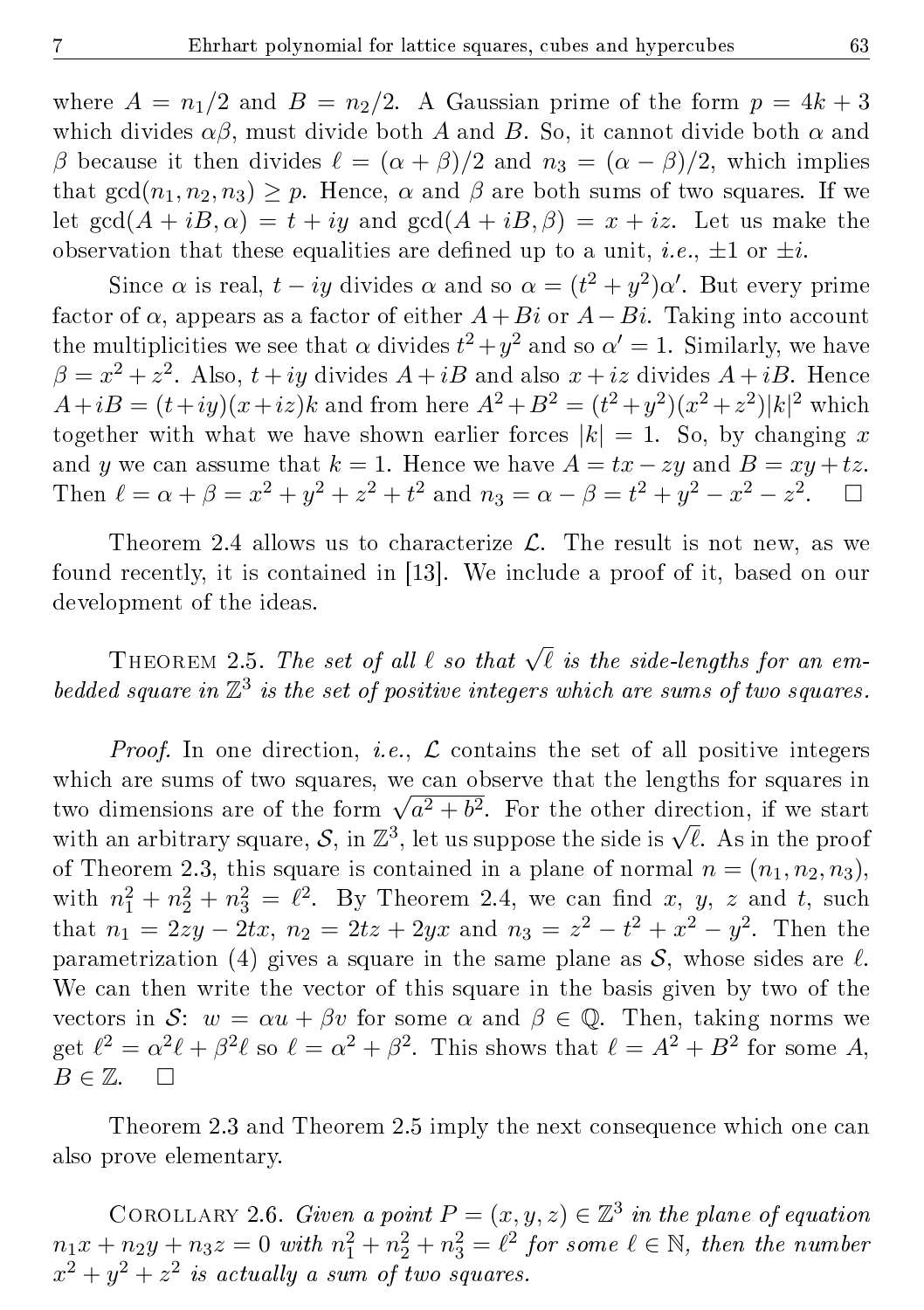where $A = n_1/2$ and $B = n_2/2$. A Gaussian prime of the form $p = 4k + 3$ which divides $\alpha\beta$, must divide both $A$ and $B$. So, it cannot divide both $\alpha$ and $\beta$ because it then divides $\ell = (\alpha + \beta)/2$ and $n_3 = (\alpha - \beta)/2$, which implies that $\gcd(n_1, n_2, n_3) \geq p$. Hence, $\alpha$ and $\beta$ are both sums of two squares. If we let $\gcd(A + iB, \alpha) = t + iy$ and $\gcd(A + iB, \beta) = x + iz$. Let us make the observation that these equalities are defined up to a unit, *i.e.*, $\pm 1$ or $\pm i$.

Since $\alpha$ is real, $t - iy$ divides $\alpha$ and so $\alpha = (t^2 + y^2)\alpha'$. But every prime factor of $\alpha$, appears as a factor of either $A + Bi$ or $A - Bi$. Taking into account the multiplicities we see that $\alpha$ divides $t^2 + y^2$ and so $\alpha' = 1$. Similarly, we have $\beta = x^2 + z^2$. Also, $t + iy$ divides $A + iB$ and also $x + iz$ divides $A + iB$. Hence $A + iB = (t + iy)(x + iz)k$ and from here $A^2 + B^2 = (t^2 + y^2)(x^2 + z^2)|k|^2$ which together with what we have shown earlier forces $|k| = 1$. So, by changing $x$ and $y$ we can assume that $k = 1$. Hence we have $A = tx - zy$ and $B = xy + tz$. Then $\ell = \alpha + \beta = x^2 + y^2 + z^2 + t^2$ and $n_3 = \alpha - \beta = t^2 + y^2 - x^2 - z^2$. $\square$

Theorem 2.4 allows us to characterize $\mathcal{L}$. The result is not new, as we found recently, it is contained in [13]. We include a proof of it, based on our development of the ideas.

THEOREM 2.5. *The set of all $\ell$ so that $\sqrt{\ell}$ is the side-lengths for an embedded square in $\mathbb{Z}^3$ is the set of positive integers which are sums of two squares.*

*Proof.* In one direction, *i.e.*, $\mathcal{L}$ contains the set of all positive integers which are sums of two squares, we can observe that the lengths for squares in two dimensions are of the form $\sqrt{a^2 + b^2}$. For the other direction, if we start with an arbitrary square, $\mathcal{S}$, in $\mathbb{Z}^3$, let us suppose the side is $\sqrt{\ell}$. As in the proof of Theorem 2.3, this square is contained in a plane of normal $n = (n_1, n_2, n_3)$, with $n_1^2 + n_2^2 + n_3^2 = \ell^2$. By Theorem 2.4, we can find $x$, $y$, $z$ and $t$, such that $n_1 = 2zy - 2tx$, $n_2 = 2tz + 2yx$ and $n_3 = z^2 - t^2 + x^2 - y^2$. Then the parametrization (4) gives a square in the same plane as $\mathcal{S}$, whose sides are $\ell$. We can then write the vector of this square in the basis given by two of the vectors in $\mathcal{S}$: $w = \alpha u + \beta v$ for some $\alpha$ and $\beta \in \mathbb{Q}$. Then, taking norms we get $\ell^2 = \alpha^2\ell + \beta^2\ell$ so $\ell = \alpha^2 + \beta^2$. This shows that $\ell = A^2 + B^2$ for some $A$, $B \in \mathbb{Z}$. $\square$

Theorem 2.3 and Theorem 2.5 imply the next consequence which one can also prove elementary.

COROLLARY 2.6. *Given a point $P = (x, y, z) \in \mathbb{Z}^3$ in the plane of equation $n_1x + n_2y + n_3z = 0$ with $n_1^2 + n_2^2 + n_3^2 = \ell^2$ for some $\ell \in \mathbb{N}$, then the number $x^2 + y^2 + z^2$ is actually a sum of two squares.*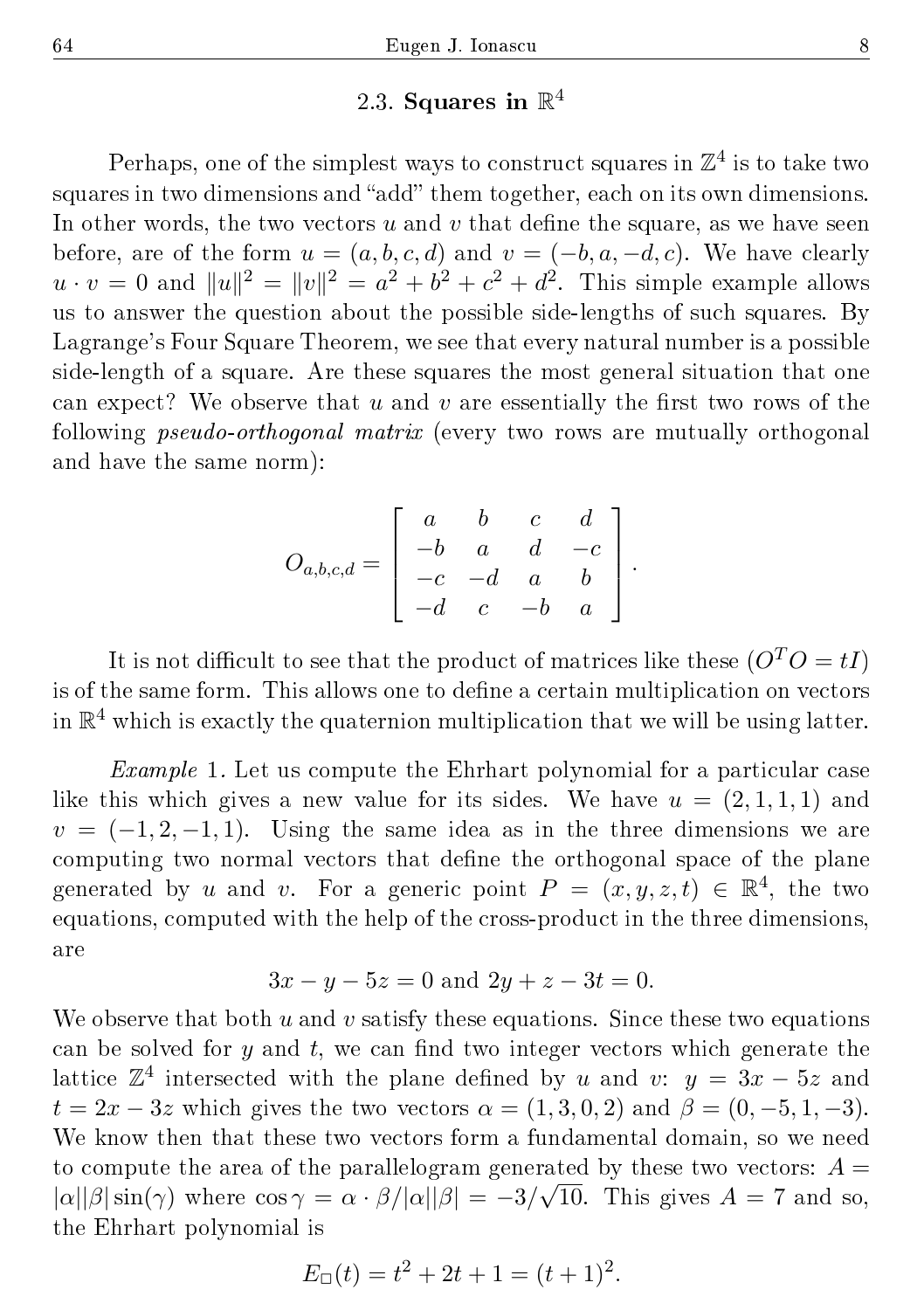### 2.3. Squares in $\mathbb{R}^4$

Perhaps, one of the simplest ways to construct squares in $\mathbb{Z}^4$ is to take two squares in two dimensions and "add" them together, each on its own dimensions. In other words, the two vectors $u$ and $v$ that define the square, as we have seen before, are of the form $u = (a, b, c, d)$ and $v = (-b, a, -d, c)$. We have clearly $u \cdot v = 0$ and $\|u\|^2 = \|v\|^2 = a^2 + b^2 + c^2 + d^2$. This simple example allows us to answer the question about the possible side-lengths of such squares. By Lagrange's Four Square Theorem, we see that every natural number is a possible side-length of a square. Are these squares the most general situation that one can expect? We observe that $u$ and $v$ are essentially the first two rows of the following *pseudo-orthogonal matrix* (every two rows are mutually orthogonal and have the same norm):

$$O_{a,b,c,d} = \begin{bmatrix} a & b & c & d \\ -b & a & d & -c \\ -c & -d & a & b \\ -d & c & -b & a \end{bmatrix}.$$

It is not difficult to see that the product of matrices like these ($O^T O = tI$) is of the same form. This allows one to define a certain multiplication on vectors in $\mathbb{R}^4$ which is exactly the quaternion multiplication that we will be using latter.

*Example* 1. Let us compute the Ehrhart polynomial for a particular case like this which gives a new value for its sides. We have $u = (2, 1, 1, 1)$ and $v = (-1, 2, -1, 1)$. Using the same idea as in the three dimensions we are computing two normal vectors that define the orthogonal space of the plane generated by $u$ and $v$. For a generic point $P = (x, y, z, t) \in \mathbb{R}^4$, the two equations, computed with the help of the cross-product in the three dimensions, are

$$3x - y - 5z = 0 \text{ and } 2y + z - 3t = 0.$$

We observe that both $u$ and $v$ satisfy these equations. Since these two equations can be solved for $y$ and $t$, we can find two integer vectors which generate the lattice $\mathbb{Z}^4$ intersected with the plane defined by $u$ and $v$: $y = 3x - 5z$ and $t = 2x - 3z$ which gives the two vectors $\alpha = (1, 3, 0, 2)$ and $\beta = (0, -5, 1, -3)$. We know then that these two vectors form a fundamental domain, so we need to compute the area of the parallelogram generated by these two vectors: $A = |\alpha||\beta| \sin(\gamma)$ where $\cos\gamma = \alpha \cdot \beta / |\alpha||\beta| = -3/\sqrt{10}$. This gives $A = 7$ and so, the Ehrhart polynomial is

$$E_{\square}(t) = t^2 + 2t + 1 = (t + 1)^2.$$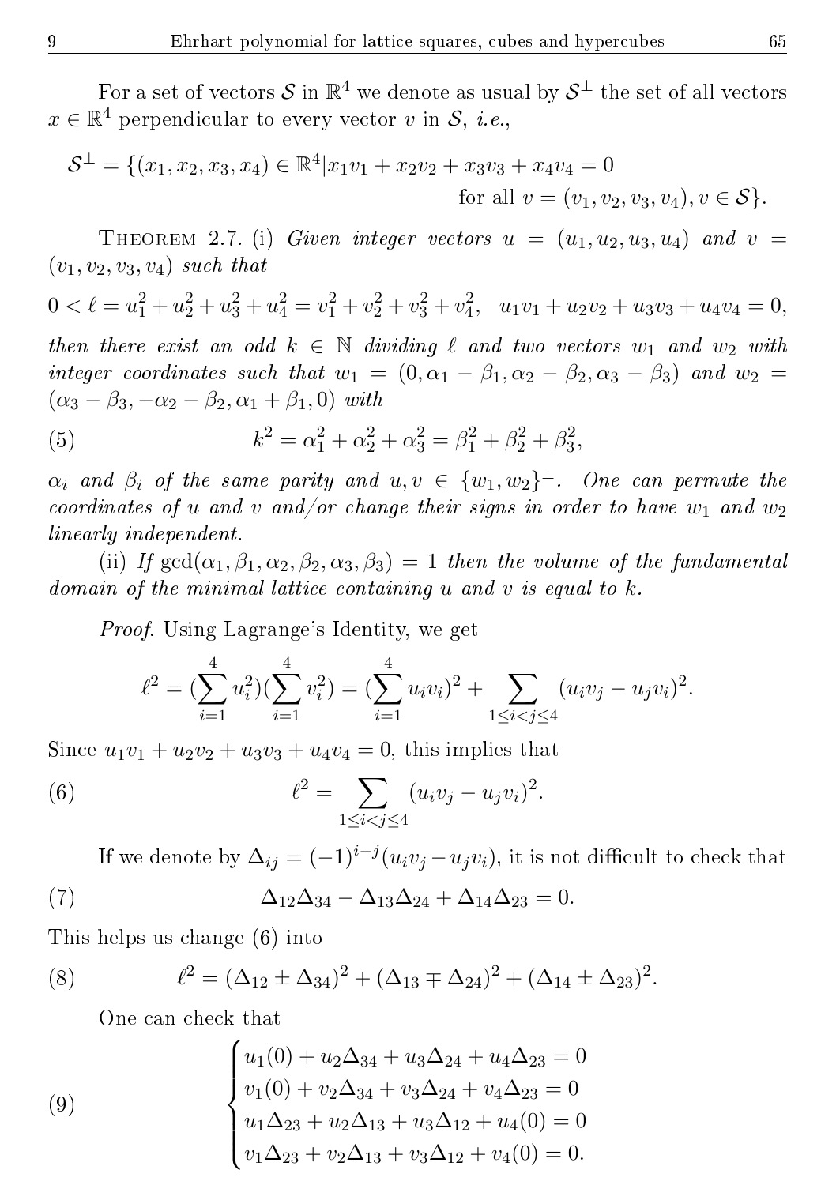For a set of vectors $\mathcal{S}$ in $\mathbb{R}^4$ we denote as usual by $\mathcal{S}^{\perp}$ the set of all vectors $x \in \mathbb{R}^4$ perpendicular to every vector $v$ in $\mathcal{S}$, *i.e.*,

$$\mathcal{S}^{\perp} = \{(x_1, x_2, x_3, x_4) \in \mathbb{R}^4 | x_1 v_1 + x_2 v_2 + x_3 v_3 + x_4 v_4 = 0 \text{ for all } v = (v_1, v_2, v_3, v_4), v \in \mathcal{S}\}.$$

THEOREM 2.7. (i) *Given integer vectors $u = (u_1, u_2, u_3, u_4)$ and $v = (v_1, v_2, v_3, v_4)$ such that*

$$0 < \ell = u_1^2 + u_2^2 + u_3^2 + u_4^2 = v_1^2 + v_2^2 + v_3^2 + v_4^2, \quad u_1 v_1 + u_2 v_2 + u_3 v_3 + u_4 v_4 = 0,$$

*then there exist an odd $k \in \mathbb{N}$ dividing $\ell$ and two vectors $w_1$ and $w_2$ with integer coordinates such that $w_1 = (0, \alpha_1 - \beta_1, \alpha_2 - \beta_2, \alpha_3 - \beta_3)$ and $w_2 = (\alpha_3 - \beta_3, -\alpha_2 - \beta_2, \alpha_1 + \beta_1, 0)$ with*

$$k^2 = \alpha_1^2 + \alpha_2^2 + \alpha_3^2 = \beta_1^2 + \beta_2^2 + \beta_3^2, \tag{5}$$

*$\alpha_i$ and $\beta_i$ of the same parity and $u, v \in \{w_1, w_2\}^{\perp}$. One can permute the coordinates of $u$ and $v$ and/or change their signs in order to have $w_1$ and $w_2$ linearly independent.*

(ii) *If $\gcd(\alpha_1, \beta_1, \alpha_2, \beta_2, \alpha_3, \beta_3) = 1$ then the volume of the fundamental domain of the minimal lattice containing $u$ and $v$ is equal to $k$.*

*Proof.* Using Lagrange's Identity, we get

$$\ell^2 = (\sum_{i=1}^{4} u_i^2)(\sum_{i=1}^{4} v_i^2) = (\sum_{i=1}^{4} u_i v_i)^2 + \sum_{1 \le i < j \le 4} (u_i v_j - u_j v_i)^2.$$

Since $u_1 v_1 + u_2 v_2 + u_3 v_3 + u_4 v_4 = 0$, this implies that

$$\ell^2 = \sum_{1 \le i < j \le 4} (u_i v_j - u_j v_i)^2. \tag{6}$$

If we denote by $\Delta_{ij} = (-1)^{i-j}(u_i v_j - u_j v_i)$, it is not difficult to check that

$$\Delta_{12}\Delta_{34} - \Delta_{13}\Delta_{24} + \Delta_{14}\Delta_{23} = 0. \tag{7}$$

This helps us change (6) into

$$\ell^2 = (\Delta_{12} \pm \Delta_{34})^2 + (\Delta_{13} \mp \Delta_{24})^2 + (\Delta_{14} \pm \Delta_{23})^2. \tag{8}$$

One can check that

$$\begin{cases} u_1(0) + u_2\Delta_{34} + u_3\Delta_{24} + u_4\Delta_{23} = 0 \\ v_1(0) + v_2\Delta_{34} + v_3\Delta_{24} + v_4\Delta_{23} = 0 \\ u_1\Delta_{23} + u_2\Delta_{13} + u_3\Delta_{12} + u_4(0) = 0 \\ v_1\Delta_{23} + v_2\Delta_{13} + v_3\Delta_{12} + v_4(0) = 0. \end{cases} \tag{9}$$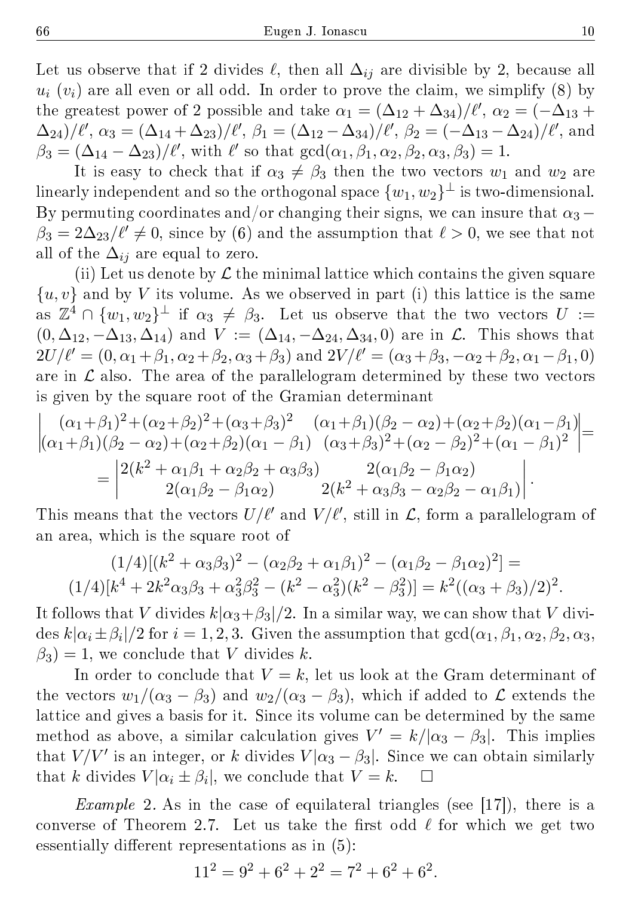Let us observe that if 2 divides $\ell$, then all $\Delta_{ij}$ are divisible by 2, because all $u_i$ ($v_i$) are all even or all odd. In order to prove the claim, we simplify (8) by the greatest power of 2 possible and take $\alpha_1 = (\Delta_{12} + \Delta_{34})/\ell'$, $\alpha_2 = (-\Delta_{13} + \Delta_{24})/\ell'$, $\alpha_3 = (\Delta_{14} + \Delta_{23})/\ell'$, $\beta_1 = (\Delta_{12} - \Delta_{34})/\ell'$, $\beta_2 = (-\Delta_{13} - \Delta_{24})/\ell'$, and $\beta_3 = (\Delta_{14} - \Delta_{23})/\ell'$, with $\ell'$ so that $\gcd(\alpha_1, \beta_1, \alpha_2, \beta_2, \alpha_3, \beta_3) = 1$.

It is easy to check that if $\alpha_3 \neq \beta_3$ then the two vectors $w_1$ and $w_2$ are linearly independent and so the orthogonal space $\{w_1, w_2\}^\perp$ is two-dimensional. By permuting coordinates and/or changing their signs, we can insure that $\alpha_3 - \beta_3 = 2\Delta_{23}/\ell' \neq 0$, since by (6) and the assumption that $\ell > 0$, we see that not all of the $\Delta_{ij}$ are equal to zero.

(ii) Let us denote by $\mathcal{L}$ the minimal lattice which contains the given square $\{u, v\}$ and by $V$ its volume. As we observed in part (i) this lattice is the same as $\mathbb{Z}^4 \cap \{w_1, w_2\}^\perp$ if $\alpha_3 \neq \beta_3$. Let us observe that the two vectors $U := (0, \Delta_{12}, -\Delta_{13}, \Delta_{14})$ and $V := (\Delta_{14}, -\Delta_{24}, \Delta_{34}, 0)$ are in $\mathcal{L}$. This shows that $2U/\ell' = (0, \alpha_1+\beta_1, \alpha_2+\beta_2, \alpha_3+\beta_3)$ and $2V/\ell' = (\alpha_3+\beta_3, -\alpha_2+\beta_2, \alpha_1-\beta_1, 0)$ are in $\mathcal{L}$ also. The area of the parallelogram determined by these two vectors is given by the square root of the Gramian determinant

$$\begin{vmatrix} (\alpha_1+\beta_1)^2+(\alpha_2+\beta_2)^2+(\alpha_3+\beta_3)^2 & (\alpha_1+\beta_1)(\beta_2-\alpha_2)+(\alpha_2+\beta_2)(\alpha_1-\beta_1) \\ (\alpha_1+\beta_1)(\beta_2-\alpha_2)+(\alpha_2+\beta_2)(\alpha_1-\beta_1) & (\alpha_3+\beta_3)^2+(\alpha_2-\beta_2)^2+(\alpha_1-\beta_1)^2 \end{vmatrix} =$$

$$= \begin{vmatrix} 2(k^2+\alpha_1\beta_1+\alpha_2\beta_2+\alpha_3\beta_3) & 2(\alpha_1\beta_2-\beta_1\alpha_2) \\ 2(\alpha_1\beta_2-\beta_1\alpha_2) & 2(k^2+\alpha_3\beta_3-\alpha_2\beta_2-\alpha_1\beta_1) \end{vmatrix}.$$

This means that the vectors $U/\ell'$ and $V/\ell'$, still in $\mathcal{L}$, form a parallelogram of an area, which is the square root of

$$(1/4)[(k^2+\alpha_3\beta_3)^2 - (\alpha_2\beta_2+\alpha_1\beta_1)^2 - (\alpha_1\beta_2-\beta_1\alpha_2)^2] =$$
$$(1/4)[k^4 + 2k^2\alpha_3\beta_3 + \alpha_3^2\beta_3^2 - (k^2-\alpha_3^2)(k^2-\beta_3^2)] = k^2((\alpha_3+\beta_3)/2)^2.$$

It follows that $V$ divides $k|\alpha_3+\beta_3|/2$. In a similar way, we can show that $V$ divides $k|\alpha_i \pm \beta_i|/2$ for $i = 1, 2, 3$. Given the assumption that $\gcd(\alpha_1, \beta_1, \alpha_2, \beta_2, \alpha_3, \beta_3) = 1$, we conclude that $V$ divides $k$.

In order to conclude that $V = k$, let us look at the Gram determinant of the vectors $w_1/(\alpha_3 - \beta_3)$ and $w_2/(\alpha_3 - \beta_3)$, which if added to $\mathcal{L}$ extends the lattice and gives a basis for it. Since its volume can be determined by the same method as above, a similar calculation gives $V' = k/|\alpha_3 - \beta_3|$. This implies that $V/V'$ is an integer, or $k$ divides $V|\alpha_3 - \beta_3|$. Since we can obtain similarly that $k$ divides $V|\alpha_i \pm \beta_i|$, we conclude that $V = k$. $\square$

*Example* 2. As in the case of equilateral triangles (see [17]), there is a converse of Theorem 2.7. Let us take the first odd $\ell$ for which we get two essentially different representations as in (5):

$$11^2 = 9^2 + 6^2 + 2^2 = 7^2 + 6^2 + 6^2.$$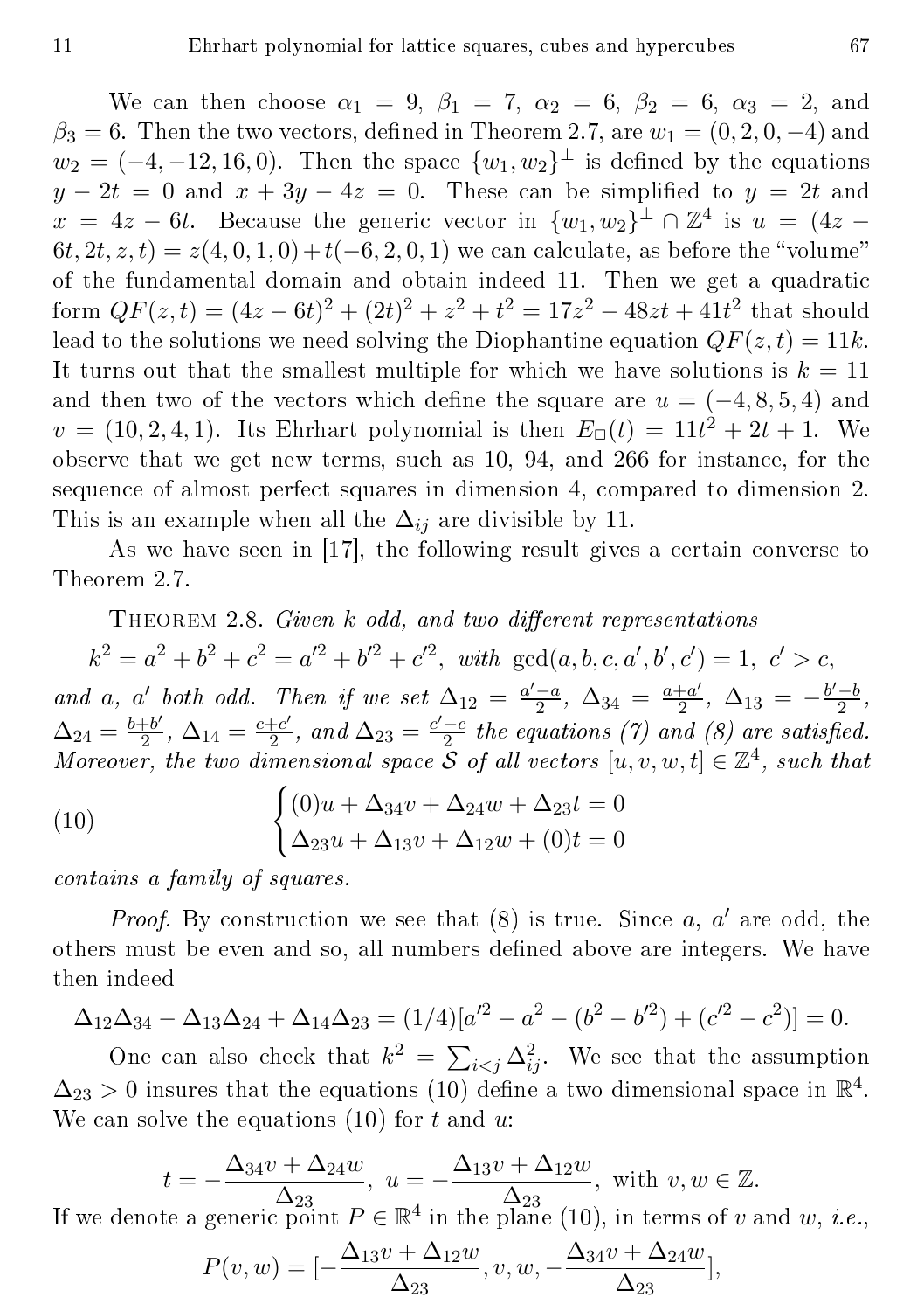We can then choose $\alpha_1 = 9$, $\beta_1 = 7$, $\alpha_2 = 6$, $\beta_2 = 6$, $\alpha_3 = 2$, and $\beta_3 = 6$. Then the two vectors, defined in Theorem 2.7, are $w_1 = (0, 2, 0, -4)$ and $w_2 = (-4, -12, 16, 0)$. Then the space $\{w_1, w_2\}^{\perp}$ is defined by the equations $y - 2t = 0$ and $x + 3y - 4z = 0$. These can be simplified to $y = 2t$ and $x = 4z - 6t$. Because the generic vector in $\{w_1, w_2\}^{\perp} \cap \mathbb{Z}^4$ is $u = (4z - 6t, 2t, z, t) = z(4, 0, 1, 0) + t(-6, 2, 0, 1)$ we can calculate, as before the "volume" of the fundamental domain and obtain indeed 11. Then we get a quadratic form $QF(z, t) = (4z - 6t)^2 + (2t)^2 + z^2 + t^2 = 17z^2 - 48zt + 41t^2$ that should lead to the solutions we need solving the Diophantine equation $QF(z, t) = 11k$. It turns out that the smallest multiple for which we have solutions is $k = 11$ and then two of the vectors which define the square are $u = (-4, 8, 5, 4)$ and $v = (10, 2, 4, 1)$. Its Ehrhart polynomial is then $E_{\square}(t) = 11t^2 + 2t + 1$. We observe that we get new terms, such as 10, 94, and 266 for instance, for the sequence of almost perfect squares in dimension 4, compared to dimension 2. This is an example when all the $\Delta_{ij}$ are divisible by 11.

As we have seen in [17], the following result gives a certain converse to Theorem 2.7.

THEOREM 2.8. *Given $k$ odd, and two different representations*

$$k^2 = a^2 + b^2 + c^2 = a'^2 + b'^2 + c'^2, \text{ with } \gcd(a, b, c, a', b', c') = 1, \; c' > c,$$

*and $a$, $a'$ both odd. Then if we set $\Delta_{12} = \frac{a'-a}{2}$, $\Delta_{34} = \frac{a+a'}{2}$, $\Delta_{13} = -\frac{b'-b}{2}$, $\Delta_{24} = \frac{b+b'}{2}$, $\Delta_{14} = \frac{c+c'}{2}$, and $\Delta_{23} = \frac{c'-c}{2}$ the equations (7) and (8) are satisfied. Moreover, the two dimensional space $\mathcal{S}$ of all vectors $[u, v, w, t] \in \mathbb{Z}^4$, such that*

$$\begin{cases} (0)u + \Delta_{34}v + \Delta_{24}w + \Delta_{23}t = 0 \\ \Delta_{23}u + \Delta_{13}v + \Delta_{12}w + (0)t = 0 \end{cases} \tag{10}$$

*contains a family of squares.*

*Proof.* By construction we see that (8) is true. Since $a$, $a'$ are odd, the others must be even and so, all numbers defined above are integers. We have then indeed

$$\Delta_{12}\Delta_{34} - \Delta_{13}\Delta_{24} + \Delta_{14}\Delta_{23} = (1/4)[a'^2 - a^2 - (b^2 - b'^2) + (c'^2 - c^2)] = 0.$$

One can also check that $k^2 = \sum_{i<j} \Delta_{ij}^2$. We see that the assumption $\Delta_{23} > 0$ insures that the equations (10) define a two dimensional space in $\mathbb{R}^4$. We can solve the equations (10) for $t$ and $u$:

$$t = -\frac{\Delta_{34}v + \Delta_{24}w}{\Delta_{23}}, \; u = -\frac{\Delta_{13}v + \Delta_{12}w}{\Delta_{23}}, \text{ with } v, w \in \mathbb{Z}.$$

If we denote a generic point $P \in \mathbb{R}^4$ in the plane (10), in terms of $v$ and $w$, *i.e.*,

$$P(v, w) = [-\frac{\Delta_{13}v + \Delta_{12}w}{\Delta_{23}}, v, w, -\frac{\Delta_{34}v + \Delta_{24}w}{\Delta_{23}}],$$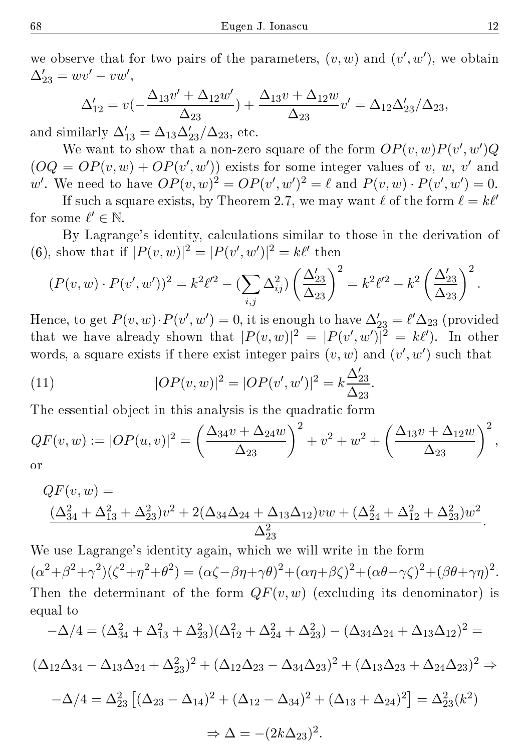we observe that for two pairs of the parameters, $(v, w)$ and $(v', w')$, we obtain $\Delta'_{23} = wv' - vw'$,

$$\Delta'_{12} = v(-\frac{\Delta_{13}v' + \Delta_{12}w'}{\Delta_{23}}) + \frac{\Delta_{13}v + \Delta_{12}w}{\Delta_{23}}v' = \Delta_{12}\Delta'_{23}/\Delta_{23},$$

and similarly $\Delta'_{13} = \Delta_{13}\Delta'_{23}/\Delta_{23}$, etc.

We want to show that a non-zero square of the form $OP(v,w)P(v',w')Q$ $(OQ = OP(v,w) + OP(v',w'))$ exists for some integer values of $v$, $w$, $v'$ and $w'$. We need to have $OP(v,w)^2 = OP(v',w')^2 = \ell$ and $P(v,w) \cdot P(v',w') = 0$.

If such a square exists, by Theorem 2.7, we may want $\ell$ of the form $\ell = k\ell'$ for some $\ell' \in \mathbb{N}$.

By Lagrange's identity, calculations similar to those in the derivation of (6), show that if $|P(v,w)|^2 = |P(v',w')|^2 = k\ell'$ then

$$(P(v,w) \cdot P(v',w'))^2 = k^2\ell'^2 - (\sum_{i,j} \Delta_{ij}^2)\left(\frac{\Delta'_{23}}{\Delta_{23}}\right)^2 = k^2\ell'^2 - k^2\left(\frac{\Delta'_{23}}{\Delta_{23}}\right)^2.$$

Hence, to get $P(v,w) \cdot P(v',w') = 0$, it is enough to have $\Delta'_{23} = \ell'\Delta_{23}$ (provided that we have already shown that $|P(v,w)|^2 = |P(v',w')|^2 = k\ell'$). In other words, a square exists if there exist integer pairs $(v,w)$ and $(v',w')$ such that

$$|OP(v,w)|^2 = |OP(v',w')|^2 = k\frac{\Delta'_{23}}{\Delta_{23}}. \tag{11}$$

The essential object in this analysis is the quadratic form

$$QF(v,w) := |OP(u,v)|^2 = \left(\frac{\Delta_{34}v + \Delta_{24}w}{\Delta_{23}}\right)^2 + v^2 + w^2 + \left(\frac{\Delta_{13}v + \Delta_{12}w}{\Delta_{23}}\right)^2,$$

or

$$QF(v,w) = \frac{(\Delta_{34}^2 + \Delta_{13}^2 + \Delta_{23}^2)v^2 + 2(\Delta_{34}\Delta_{24} + \Delta_{13}\Delta_{12})vw + (\Delta_{24}^2 + \Delta_{12}^2 + \Delta_{23}^2)w^2}{\Delta_{23}^2}.$$

We use Lagrange's identity again, which we will write in the form

$(\alpha^2+\beta^2+\gamma^2)(\zeta^2+\eta^2+\theta^2) = (\alpha\zeta-\beta\eta+\gamma\theta)^2+(\alpha\eta+\beta\zeta)^2+(\alpha\theta-\gamma\zeta)^2+(\beta\theta+\gamma\eta)^2$.

Then the determinant of the form $QF(v,w)$ (excluding its denominator) is equal to

$$-\Delta/4 = (\Delta_{34}^2 + \Delta_{13}^2 + \Delta_{23}^2)(\Delta_{12}^2 + \Delta_{24}^2 + \Delta_{23}^2) - (\Delta_{34}\Delta_{24} + \Delta_{13}\Delta_{12})^2 =$$

$$(\Delta_{12}\Delta_{34} - \Delta_{13}\Delta_{24} + \Delta_{23}^2)^2 + (\Delta_{12}\Delta_{23} - \Delta_{34}\Delta_{23})^2 + (\Delta_{13}\Delta_{23} + \Delta_{24}\Delta_{23})^2 \Rightarrow$$

$$-\Delta/4 = \Delta_{23}^2\left[(\Delta_{23} - \Delta_{14})^2 + (\Delta_{12} - \Delta_{34})^2 + (\Delta_{13} + \Delta_{24})^2\right] = \Delta_{23}^2(k^2)$$

$$\Rightarrow \Delta = -(2k\Delta_{23})^2.$$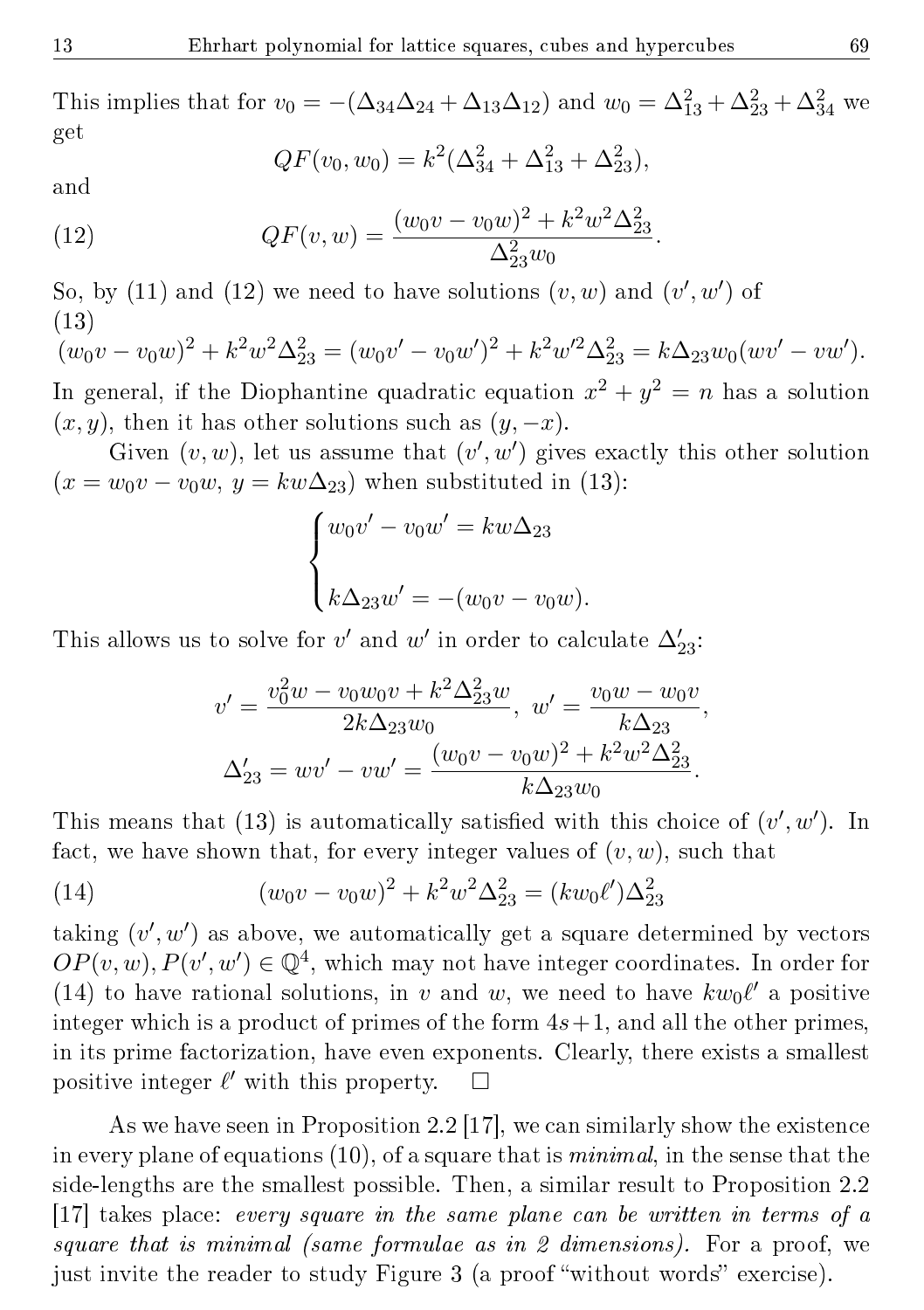This implies that for $v_0 = -(\Delta_{34}\Delta_{24} + \Delta_{13}\Delta_{12})$ and $w_0 = \Delta_{13}^2 + \Delta_{23}^2 + \Delta_{34}^2$ we get

$$QF(v_0, w_0) = k^2(\Delta_{34}^2 + \Delta_{13}^2 + \Delta_{23}^2),$$

and

$$QF(v, w) = \frac{(w_0 v - v_0 w)^2 + k^2 w^2 \Delta_{23}^2}{\Delta_{23}^2 w_0}. \tag{12}$$

So, by (11) and (12) we need to have solutions $(v, w)$ and $(v', w')$ of (13)

$$(w_0 v - v_0 w)^2 + k^2 w^2 \Delta_{23}^2 = (w_0 v' - v_0 w')^2 + k^2 w'^2 \Delta_{23}^2 = k\Delta_{23} w_0 (w v' - v w'). \tag{13}$$

In general, if the Diophantine quadratic equation $x^2 + y^2 = n$ has a solution $(x, y)$, then it has other solutions such as $(y, -x)$.

Given $(v, w)$, let us assume that $(v', w')$ gives exactly this other solution ($x = w_0 v - v_0 w$, $y = kw\Delta_{23}$) when substituted in (13):

$$\begin{cases} w_0 v' - v_0 w' = kw\Delta_{23} \\ \\ k\Delta_{23} w' = -(w_0 v - v_0 w). \end{cases}$$

This allows us to solve for $v'$ and $w'$ in order to calculate $\Delta'_{23}$:

$$v' = \frac{v_0^2 w - v_0 w_0 v + k^2 \Delta_{23}^2 w}{2k\Delta_{23} w_0}, \; w' = \frac{v_0 w - w_0 v}{k\Delta_{23}},$$

$$\Delta'_{23} = w v' - v w' = \frac{(w_0 v - v_0 w)^2 + k^2 w^2 \Delta_{23}^2}{k\Delta_{23} w_0}.$$

This means that (13) is automatically satisfied with this choice of $(v', w')$. In fact, we have shown that, for every integer values of $(v, w)$, such that

$$(w_0 v - v_0 w)^2 + k^2 w^2 \Delta_{23}^2 = (k w_0 \ell')\Delta_{23}^2 \tag{14}$$

taking $(v', w')$ as above, we automatically get a square determined by vectors $OP(v, w), P(v', w') \in \mathbb{Q}^4$, which may not have integer coordinates. In order for (14) to have rational solutions, in $v$ and $w$, we need to have $k w_0 \ell'$ a positive integer which is a product of primes of the form $4s+1$, and all the other primes, in its prime factorization, have even exponents. Clearly, there exists a smallest positive integer $\ell'$ with this property. $\square$

As we have seen in Proposition 2.2 [17], we can similarly show the existence in every plane of equations (10), of a square that is *minimal*, in the sense that the side-lengths are the smallest possible. Then, a similar result to Proposition 2.2 [17] takes place: *every square in the same plane can be written in terms of a square that is minimal (same formulae as in 2 dimensions).* For a proof, we just invite the reader to study Figure 3 (a proof "without words" exercise).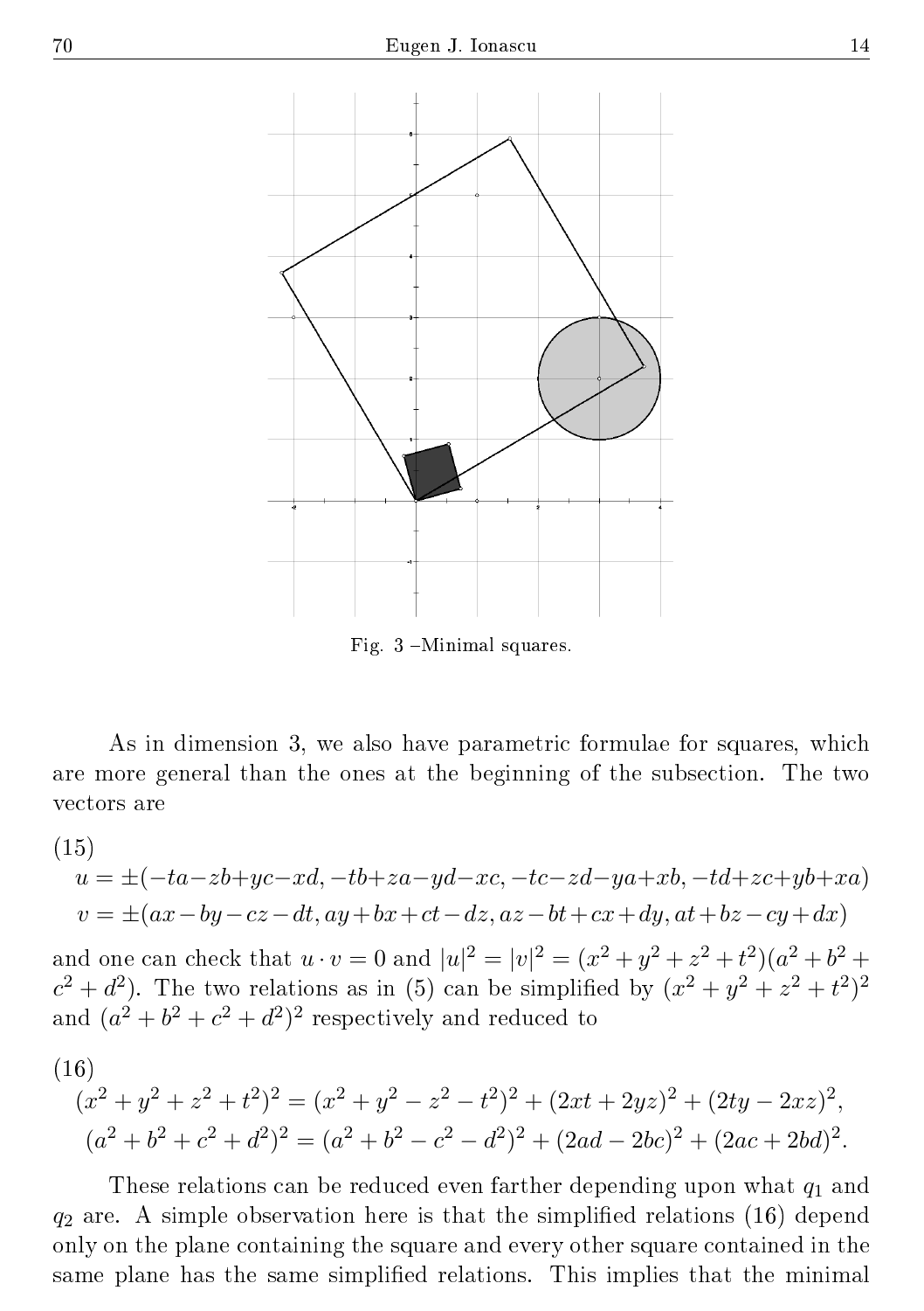Fig. 3 –Minimal squares.

As in dimension 3, we also have parametric formulae for squares, which are more general than the ones at the beginning of the subsection. The two vectors are

(15)

$$
\begin{aligned}
u &= \pm(-ta-zb+yc-xd, -tb+za-yd-xc, -tc-zd-ya+xb, -td+zc+yb+xa)\\
v &= \pm(ax-by-cz-dt, ay+bx+ct-dz, az-bt+cx+dy, at+bz-cy+dx)
\end{aligned}
$$

and one can check that $u \cdot v = 0$ and $|u|^2 = |v|^2 = (x^2+y^2+z^2+t^2)(a^2+b^2+c^2+d^2)$. The two relations as in (5) can be simplified by $(x^2+y^2+z^2+t^2)^2$ and $(a^2+b^2+c^2+d^2)^2$ respectively and reduced to

(16)

$$
\begin{aligned}
(x^2+y^2+z^2+t^2)^2 &= (x^2+y^2-z^2-t^2)^2 + (2xt+2yz)^2 + (2ty-2xz)^2,\\
(a^2+b^2+c^2+d^2)^2 &= (a^2+b^2-c^2-d^2)^2 + (2ad-2bc)^2 + (2ac+2bd)^2.
\end{aligned}
$$

These relations can be reduced even farther depending upon what $q_1$ and $q_2$ are. A simple observation here is that the simplified relations (16) depend only on the plane containing the square and every other square contained in the same plane has the same simplified relations. This implies that the minimal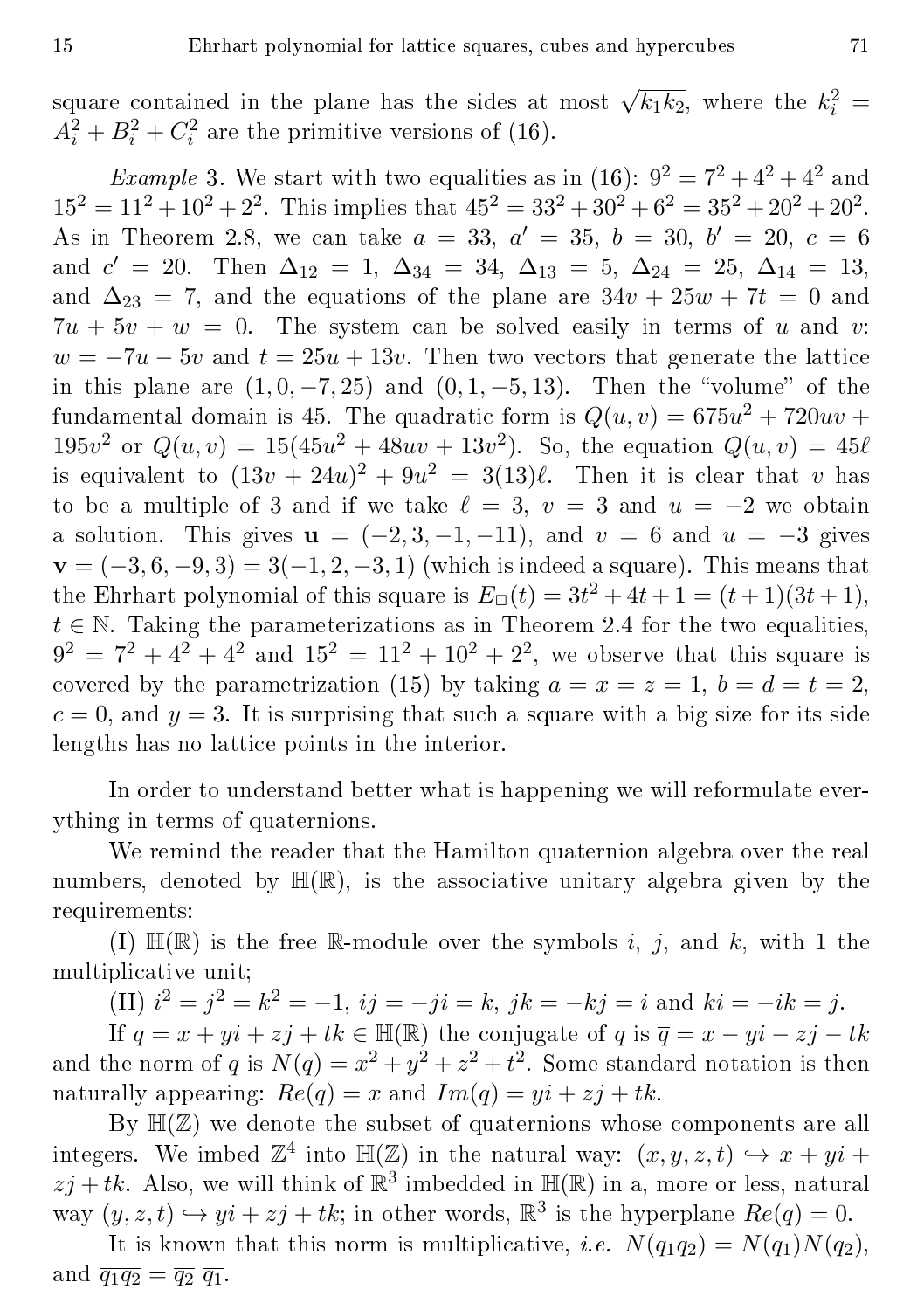square contained in the plane has the sides at most $\sqrt{k_1k_2}$, where the $k_i^2 = A_i^2 + B_i^2 + C_i^2$ are the primitive versions of (16).

*Example* 3. We start with two equalities as in (16): $9^2 = 7^2 + 4^2 + 4^2$ and $15^2 = 11^2 + 10^2 + 2^2$. This implies that $45^2 = 33^2 + 30^2 + 6^2 = 35^2 + 20^2 + 20^2$. As in Theorem 2.8, we can take $a = 33$, $a' = 35$, $b = 30$, $b' = 20$, $c = 6$ and $c' = 20$. Then $\Delta_{12} = 1$, $\Delta_{34} = 34$, $\Delta_{13} = 5$, $\Delta_{24} = 25$, $\Delta_{14} = 13$, and $\Delta_{23} = 7$, and the equations of the plane are $34v + 25w + 7t = 0$ and $7u + 5v + w = 0$. The system can be solved easily in terms of $u$ and $v$: $w = -7u - 5v$ and $t = 25u + 13v$. Then two vectors that generate the lattice in this plane are $(1, 0, -7, 25)$ and $(0, 1, -5, 13)$. Then the "volume" of the fundamental domain is 45. The quadratic form is $Q(u, v) = 675u^2 + 720uv + 195v^2$ or $Q(u, v) = 15(45u^2 + 48uv + 13v^2)$. So, the equation $Q(u, v) = 45\ell$ is equivalent to $(13v + 24u)^2 + 9u^2 = 3(13)\ell$. Then it is clear that $v$ has to be a multiple of 3 and if we take $\ell = 3$, $v = 3$ and $u = -2$ we obtain a solution. This gives $\mathbf{u} = (-2, 3, -1, -11)$, and $v = 6$ and $u = -3$ gives $\mathbf{v} = (-3, 6, -9, 3) = 3(-1, 2, -3, 1)$ (which is indeed a square). This means that the Ehrhart polynomial of this square is $E_{\square}(t) = 3t^2 + 4t + 1 = (t + 1)(3t + 1)$, $t \in \mathbb{N}$. Taking the parameterizations as in Theorem 2.4 for the two equalities, $9^2 = 7^2 + 4^2 + 4^2$ and $15^2 = 11^2 + 10^2 + 2^2$, we observe that this square is covered by the parametrization (15) by taking $a = x = z = 1$, $b = d = t = 2$, $c = 0$, and $y = 3$. It is surprising that such a square with a big size for its side lengths has no lattice points in the interior.

In order to understand better what is happening we will reformulate everything in terms of quaternions.

We remind the reader that the Hamilton quaternion algebra over the real numbers, denoted by $\mathbb{H}(\mathbb{R})$, is the associative unitary algebra given by the requirements:

(I) $\mathbb{H}(\mathbb{R})$ is the free $\mathbb{R}$-module over the symbols $i$, $j$, and $k$, with 1 the multiplicative unit;

(II) $i^2 = j^2 = k^2 = -1$, $ij = -ji = k$, $jk = -kj = i$ and $ki = -ik = j$.

If $q = x + yi + zj + tk \in \mathbb{H}(\mathbb{R})$ the conjugate of $q$ is $\overline{q} = x - yi - zj - tk$ and the norm of $q$ is $N(q) = x^2 + y^2 + z^2 + t^2$. Some standard notation is then naturally appearing: $Re(q) = x$ and $Im(q) = yi + zj + tk$.

By $\mathbb{H}(\mathbb{Z})$ we denote the subset of quaternions whose components are all integers. We imbed $\mathbb{Z}^4$ into $\mathbb{H}(\mathbb{Z})$ in the natural way: $(x, y, z, t) \hookrightarrow x + yi + zj + tk$. Also, we will think of $\mathbb{R}^3$ imbedded in $\mathbb{H}(\mathbb{R})$ in a, more or less, natural way $(y, z, t) \hookrightarrow yi + zj + tk$; in other words, $\mathbb{R}^3$ is the hyperplane $Re(q) = 0$.

It is known that this norm is multiplicative, *i.e.* $N(q_1q_2) = N(q_1)N(q_2)$, and $\overline{q_1q_2} = \overline{q_2}\ \overline{q_1}$.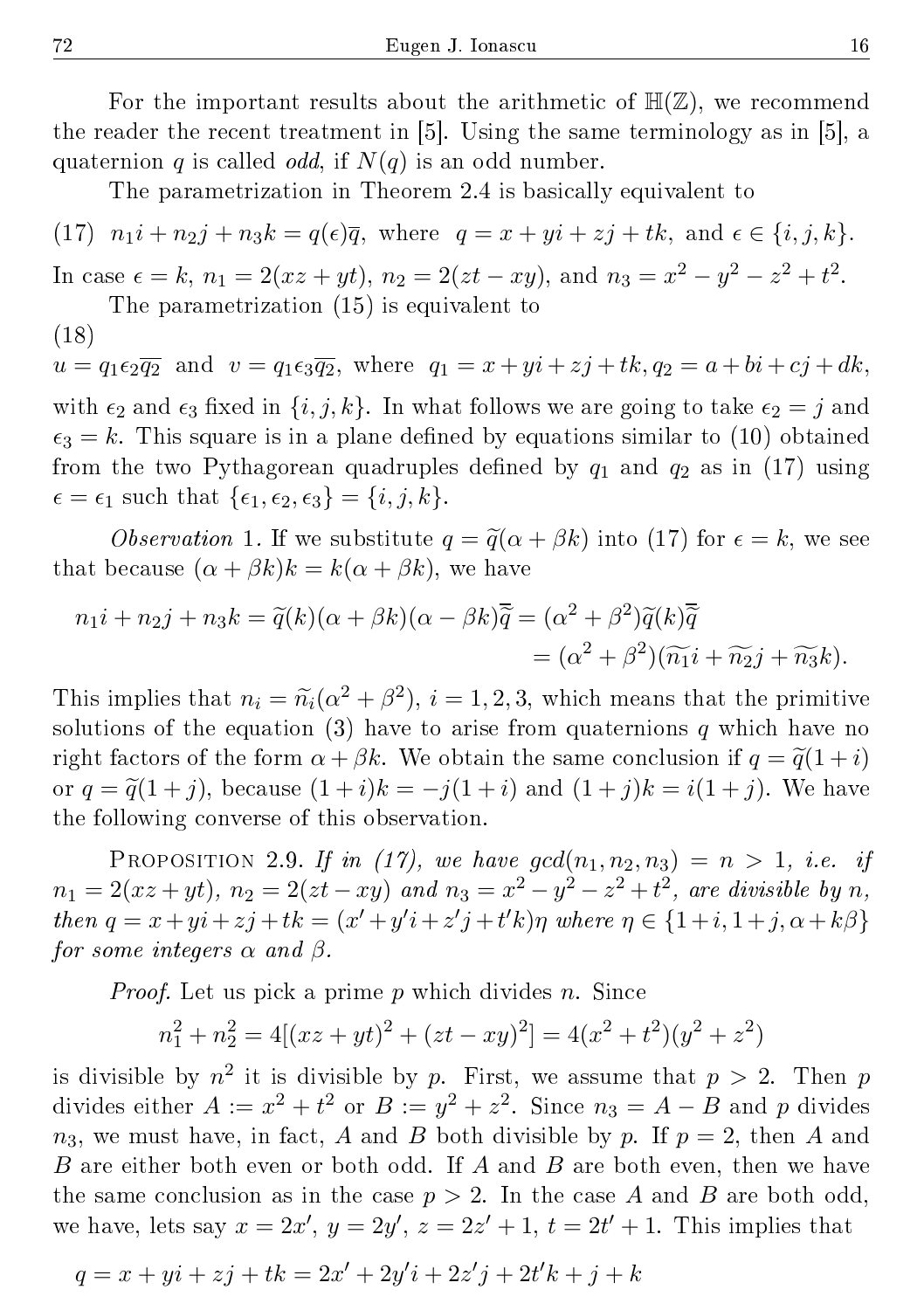For the important results about the arithmetic of $\mathbb{H}(\mathbb{Z})$, we recommend the reader the recent treatment in [5]. Using the same terminology as in [5], a quaternion $q$ is called *odd*, if $N(q)$ is an odd number.

The parametrization in Theorem 2.4 is basically equivalent to

$$(17)\quad n_1 i + n_2 j + n_3 k = q(\epsilon)\overline{q}, \text{ where } q = x + yi + zj + tk, \text{ and } \epsilon \in \{i, j, k\}.$$

In case $\epsilon = k$, $n_1 = 2(xz + yt)$, $n_2 = 2(zt - xy)$, and $n_3 = x^2 - y^2 - z^2 + t^2$.

The parametrization (15) is equivalent to

(18)

$$u = q_1 \epsilon_2 \overline{q_2} \text{ and } v = q_1 \epsilon_3 \overline{q_2}, \text{ where } q_1 = x + yi + zj + tk, q_2 = a + bi + cj + dk,$$

with $\epsilon_2$ and $\epsilon_3$ fixed in $\{i, j, k\}$. In what follows we are going to take $\epsilon_2 = j$ and $\epsilon_3 = k$. This square is in a plane defined by equations similar to (10) obtained from the two Pythagorean quadruples defined by $q_1$ and $q_2$ as in (17) using $\epsilon = \epsilon_1$ such that $\{\epsilon_1, \epsilon_2, \epsilon_3\} = \{i, j, k\}$.

*Observation* 1. If we substitute $q = \widetilde{q}(\alpha + \beta k)$ into (17) for $\epsilon = k$, we see that because $(\alpha + \beta k)k = k(\alpha + \beta k)$, we have

$$n_1 i + n_2 j + n_3 k = \widetilde{q}(k)(\alpha + \beta k)(\alpha - \beta k)\overline{\widetilde{q}} = (\alpha^2 + \beta^2)\widetilde{q}(k)\overline{\widetilde{q}} = (\alpha^2 + \beta^2)(\widetilde{n_1} i + \widetilde{n_2} j + \widetilde{n_3} k).$$

This implies that $n_i = \widetilde{n}_i(\alpha^2 + \beta^2)$, $i = 1, 2, 3$, which means that the primitive solutions of the equation (3) have to arise from quaternions $q$ which have no right factors of the form $\alpha + \beta k$. We obtain the same conclusion if $q = \widetilde{q}(1 + i)$ or $q = \widetilde{q}(1 + j)$, because $(1 + i)k = -j(1 + i)$ and $(1 + j)k = i(1 + j)$. We have the following converse of this observation.

Proposition 2.9. *If in (17), we have $\gcd(n_1, n_2, n_3) = n > 1$, i.e. if $n_1 = 2(xz + yt)$, $n_2 = 2(zt - xy)$ and $n_3 = x^2 - y^2 - z^2 + t^2$, are divisible by $n$, then $q = x + yi + zj + tk = (x' + y'i + z'j + t'k)\eta$ where $\eta \in \{1 + i, 1 + j, \alpha + k\beta\}$ for some integers $\alpha$ and $\beta$.*

*Proof.* Let us pick a prime $p$ which divides $n$. Since

$$n_1^2 + n_2^2 = 4[(xz + yt)^2 + (zt - xy)^2] = 4(x^2 + t^2)(y^2 + z^2)$$

is divisible by $n^2$ it is divisible by $p$. First, we assume that $p > 2$. Then $p$ divides either $A := x^2 + t^2$ or $B := y^2 + z^2$. Since $n_3 = A - B$ and $p$ divides $n_3$, we must have, in fact, $A$ and $B$ both divisible by $p$. If $p = 2$, then $A$ and $B$ are either both even or both odd. If $A$ and $B$ are both even, then we have the same conclusion as in the case $p > 2$. In the case $A$ and $B$ are both odd, we have, lets say $x = 2x'$, $y = 2y'$, $z = 2z' + 1$, $t = 2t' + 1$. This implies that

$$q = x + yi + zj + tk = 2x' + 2y'i + 2z'j + 2t'k + j + k$$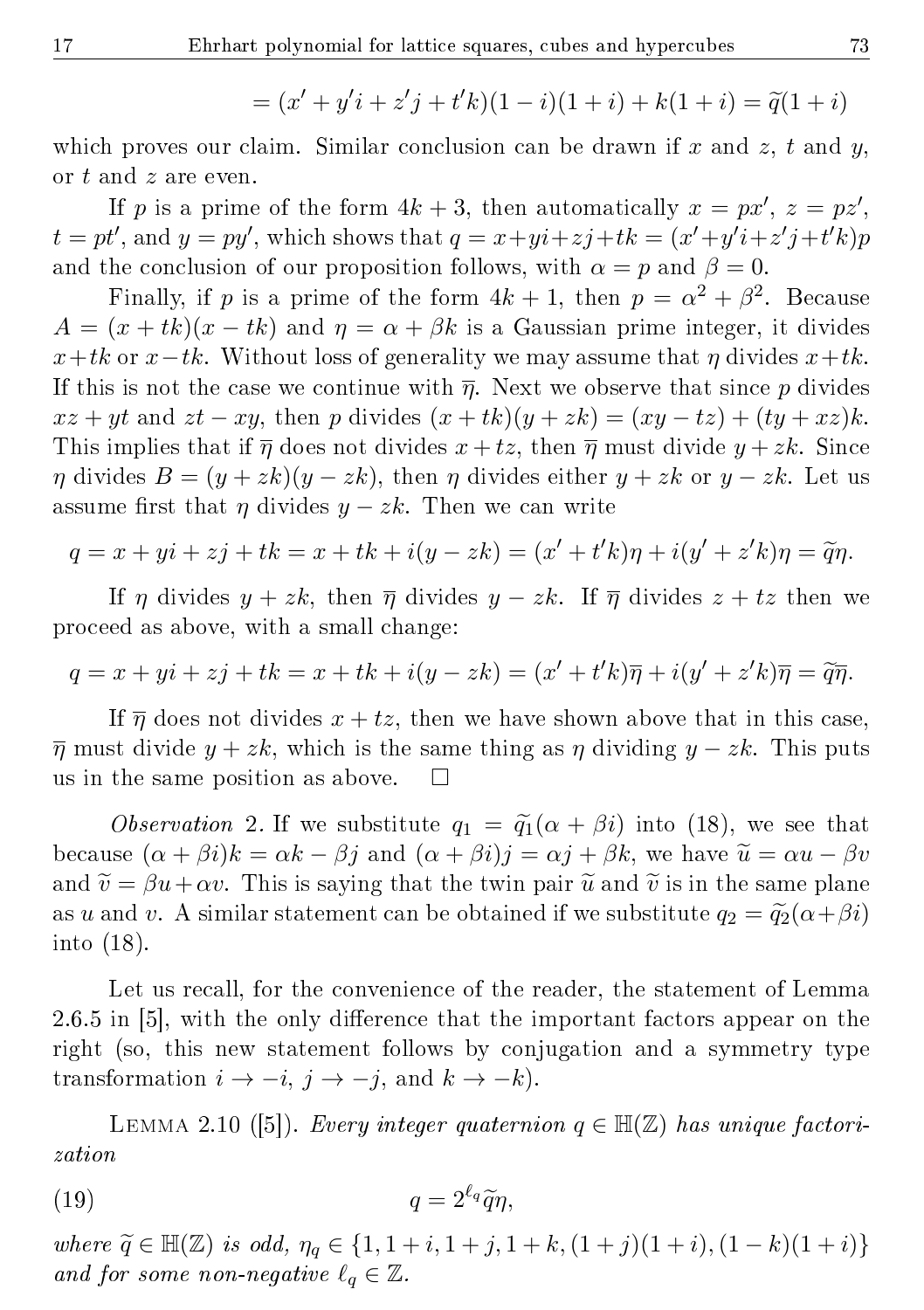$$= (x' + y'i + z'j + t'k)(1 - i)(1 + i) + k(1 + i) = \widetilde{q}(1 + i)$$

which proves our claim. Similar conclusion can be drawn if $x$ and $z$, $t$ and $y$, or $t$ and $z$ are even.

If $p$ is a prime of the form $4k + 3$, then automatically $x = px'$, $z = pz'$, $t = pt'$, and $y = py'$, which shows that $q = x+yi+zj+tk = (x'+y'i+z'j+t'k)p$ and the conclusion of our proposition follows, with $\alpha = p$ and $\beta = 0$.

Finally, if $p$ is a prime of the form $4k + 1$, then $p = \alpha^2 + \beta^2$. Because $A = (x + tk)(x - tk)$ and $\eta = \alpha + \beta k$ is a Gaussian prime integer, it divides $x+tk$ or $x-tk$. Without loss of generality we may assume that $\eta$ divides $x+tk$. If this is not the case we continue with $\overline{\eta}$. Next we observe that since $p$ divides $xz + yt$ and $zt - xy$, then $p$ divides $(x + tk)(y + zk) = (xy - tz) + (ty + xz)k$. This implies that if $\overline{\eta}$ does not divides $x + tz$, then $\overline{\eta}$ must divide $y + zk$. Since $\eta$ divides $B = (y + zk)(y - zk)$, then $\eta$ divides either $y + zk$ or $y - zk$. Let us assume first that $\eta$ divides $y - zk$. Then we can write

$$q = x + yi + zj + tk = x + tk + i(y - zk) = (x' + t'k)\eta + i(y' + z'k)\eta = \widetilde{q}\eta.$$

If $\eta$ divides $y + zk$, then $\overline{\eta}$ divides $y - zk$. If $\overline{\eta}$ divides $z + tz$ then we proceed as above, with a small change:

$$q = x + yi + zj + tk = x + tk + i(y - zk) = (x' + t'k)\overline{\eta} + i(y' + z'k)\overline{\eta} = \widetilde{q}\overline{\eta}.$$

If $\overline{\eta}$ does not divides $x + tz$, then we have shown above that in this case, $\overline{\eta}$ must divide $y + zk$, which is the same thing as $\eta$ dividing $y - zk$. This puts us in the same position as above. $\square$

*Observation* 2. If we substitute $q_1 = \widetilde{q}_1(\alpha + \beta i)$ into (18), we see that because $(\alpha + \beta i)k = \alpha k - \beta j$ and $(\alpha + \beta i)j = \alpha j + \beta k$, we have $\widetilde{u} = \alpha u - \beta v$ and $\widetilde{v} = \beta u + \alpha v$. This is saying that the twin pair $\widetilde{u}$ and $\widetilde{v}$ is in the same plane as $u$ and $v$. A similar statement can be obtained if we substitute $q_2 = \widetilde{q}_2(\alpha+\beta i)$ into (18).

Let us recall, for the convenience of the reader, the statement of Lemma 2.6.5 in [5], with the only difference that the important factors appear on the right (so, this new statement follows by conjugation and a symmetry type transformation $i \to -i$, $j \to -j$, and $k \to -k$).

Lemma 2.10 ([5]). *Every integer quaternion $q \in \mathbb{H}(\mathbb{Z})$ has unique factorization*

$$q = 2^{\ell_q}\widetilde{q}\eta, \tag{19}$$

*where $\widetilde{q} \in \mathbb{H}(\mathbb{Z})$ is odd, $\eta_q \in \{1, 1 + i, 1 + j, 1 + k, (1 + j)(1 + i), (1 - k)(1 + i)\}$ and for some non-negative $\ell_q \in \mathbb{Z}$.*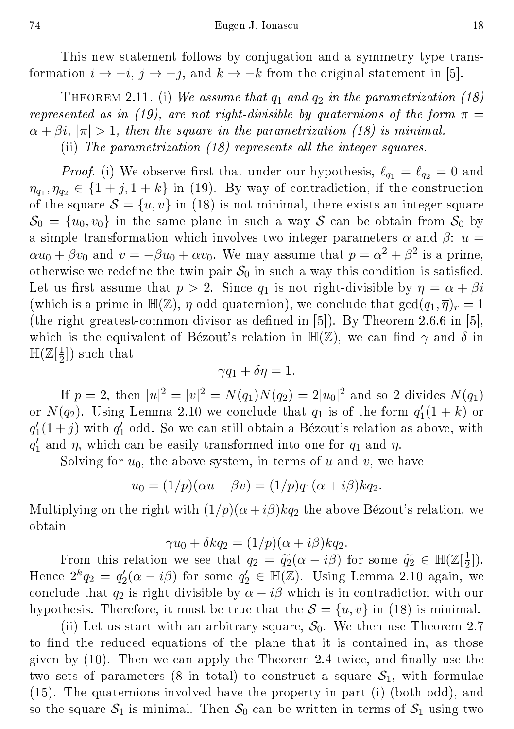This new statement follows by conjugation and a symmetry type transformation $i \to -i$, $j \to -j$, and $k \to -k$ from the original statement in [5].

THEOREM 2.11. (i) *We assume that $q_1$ and $q_2$ in the parametrization (18) represented as in (19), are not right-divisible by quaternions of the form $\pi = \alpha + \beta i$, $|\pi| > 1$, then the square in the parametrization (18) is minimal.*

(ii) *The parametrization (18) represents all the integer squares.*

*Proof.* (i) We observe first that under our hypothesis, $\ell_{q_1} = \ell_{q_2} = 0$ and $\eta_{q_1}, \eta_{q_2} \in \{1+j, 1+k\}$ in (19). By way of contradiction, if the construction of the square $\mathcal{S} = \{u, v\}$ in (18) is not minimal, there exists an integer square $\mathcal{S}_0 = \{u_0, v_0\}$ in the same plane in such a way $\mathcal{S}$ can be obtain from $\mathcal{S}_0$ by a simple transformation which involves two integer parameters $\alpha$ and $\beta$: $u = \alpha u_0 + \beta v_0$ and $v = -\beta u_0 + \alpha v_0$. We may assume that $p = \alpha^2 + \beta^2$ is a prime, otherwise we redefine the twin pair $\mathcal{S}_0$ in such a way this condition is satisfied. Let us first assume that $p > 2$. Since $q_1$ is not right-divisible by $\eta = \alpha + \beta i$ (which is a prime in $\mathbb{H}(\mathbb{Z})$, $\eta$ odd quaternion), we conclude that $\gcd(q_1, \overline{\eta})_r = 1$ (the right greatest-common divisor as defined in [5]). By Theorem 2.6.6 in [5], which is the equivalent of Bézout's relation in $\mathbb{H}(\mathbb{Z})$, we can find $\gamma$ and $\delta$ in $\mathbb{H}(\mathbb{Z}[\frac{1}{2}])$ such that

$$\gamma q_1 + \delta \overline{\eta} = 1.$$

If $p = 2$, then $|u|^2 = |v|^2 = N(q_1)N(q_2) = 2|u_0|^2$ and so 2 divides $N(q_1)$ or $N(q_2)$. Using Lemma 2.10 we conclude that $q_1$ is of the form $q_1'(1+k)$ or $q_1'(1+j)$ with $q_1'$ odd. So we can still obtain a Bézout's relation as above, with $q_1'$ and $\overline{\eta}$, which can be easily transformed into one for $q_1$ and $\overline{\eta}$.

Solving for $u_0$, the above system, in terms of $u$ and $v$, we have

$$u_0 = (1/p)(\alpha u - \beta v) = (1/p) q_1 (\alpha + i\beta) k \overline{q_2}.$$

Multiplying on the right with $(1/p)(\alpha + i\beta)k\overline{q_2}$ the above Bézout's relation, we obtain

$$\gamma u_0 + \delta k \overline{q_2} = (1/p)(\alpha + i\beta) k \overline{q_2}.$$

From this relation we see that $q_2 = \widetilde{q_2}(\alpha - i\beta)$ for some $\widetilde{q_2} \in \mathbb{H}(\mathbb{Z}[\frac{1}{2}])$. Hence $2^k q_2 = q_2'(\alpha - i\beta)$ for some $q_2' \in \mathbb{H}(\mathbb{Z})$. Using Lemma 2.10 again, we conclude that $q_2$ is right divisible by $\alpha - i\beta$ which is in contradiction with our hypothesis. Therefore, it must be true that the $\mathcal{S} = \{u, v\}$ in (18) is minimal.

(ii) Let us start with an arbitrary square, $\mathcal{S}_0$. We then use Theorem 2.7 to find the reduced equations of the plane that it is contained in, as those given by (10). Then we can apply the Theorem 2.4 twice, and finally use the two sets of parameters (8 in total) to construct a square $\mathcal{S}_1$, with formulae (15). The quaternions involved have the property in part (i) (both odd), and so the square $\mathcal{S}_1$ is minimal. Then $\mathcal{S}_0$ can be written in terms of $\mathcal{S}_1$ using two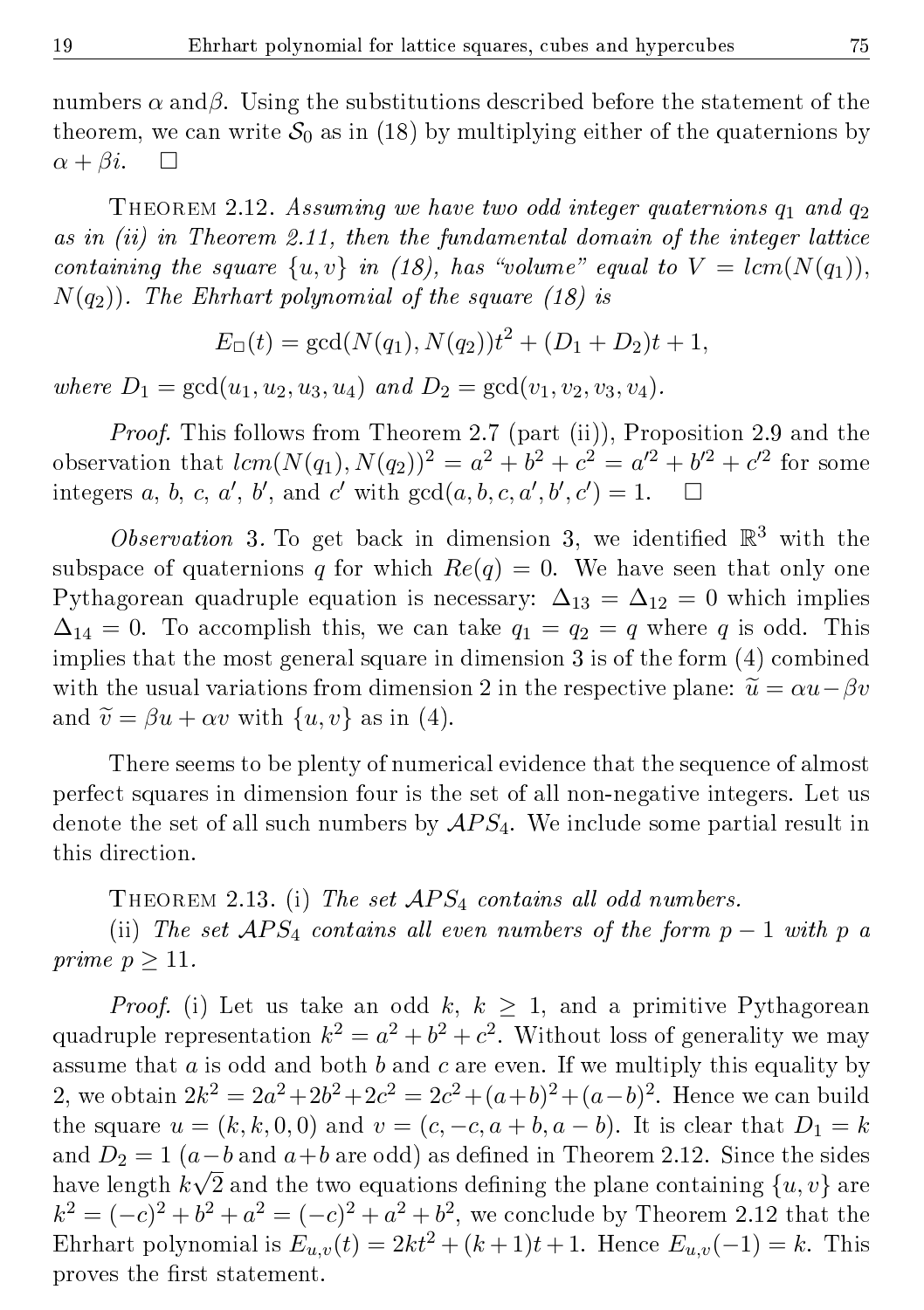numbers $\alpha$ and$\beta$. Using the substitutions described before the statement of the theorem, we can write $\mathcal{S}_0$ as in (18) by multiplying either of the quaternions by $\alpha + \beta i$. $\square$

Theorem 2.12. *Assuming we have two odd integer quaternions $q_1$ and $q_2$ as in (ii) in Theorem 2.11, then the fundamental domain of the integer lattice containing the square $\{u, v\}$ in (18), has "volume" equal to $V = lcm(N(q_1)), N(q_2))$. The Ehrhart polynomial of the square (18) is*

$$E_{\square}(t) = \gcd(N(q_1), N(q_2))t^2 + (D_1 + D_2)t + 1,$$

*where $D_1 = \gcd(u_1, u_2, u_3, u_4)$ and $D_2 = \gcd(v_1, v_2, v_3, v_4)$.*

*Proof.* This follows from Theorem 2.7 (part (ii)), Proposition 2.9 and the observation that $lcm(N(q_1), N(q_2))^2 = a^2 + b^2 + c^2 = a'^2 + b'^2 + c'^2$ for some integers $a$, $b$, $c$, $a'$, $b'$, and $c'$ with $\gcd(a, b, c, a', b', c') = 1$. $\square$

*Observation* 3. To get back in dimension 3, we identified $\mathbb{R}^3$ with the subspace of quaternions $q$ for which $Re(q) = 0$. We have seen that only one Pythagorean quadruple equation is necessary: $\Delta_{13} = \Delta_{12} = 0$ which implies $\Delta_{14} = 0$. To accomplish this, we can take $q_1 = q_2 = q$ where $q$ is odd. This implies that the most general square in dimension 3 is of the form (4) combined with the usual variations from dimension 2 in the respective plane: $\widetilde{u} = \alpha u - \beta v$ and $\widetilde{v} = \beta u + \alpha v$ with $\{u, v\}$ as in (4).

There seems to be plenty of numerical evidence that the sequence of almost perfect squares in dimension four is the set of all non-negative integers. Let us denote the set of all such numbers by $\mathcal{APS}_4$. We include some partial result in this direction.

Theorem 2.13. (i) *The set $\mathcal{APS}_4$ contains all odd numbers.*

(ii) *The set $\mathcal{APS}_4$ contains all even numbers of the form $p - 1$ with $p$ a prime $p \geq 11$.*

*Proof.* (i) Let us take an odd $k$, $k \geq 1$, and a primitive Pythagorean quadruple representation $k^2 = a^2 + b^2 + c^2$. Without loss of generality we may assume that $a$ is odd and both $b$ and $c$ are even. If we multiply this equality by 2, we obtain $2k^2 = 2a^2 + 2b^2 + 2c^2 = 2c^2 + (a+b)^2 + (a-b)^2$. Hence we can build the square $u = (k, k, 0, 0)$ and $v = (c, -c, a + b, a - b)$. It is clear that $D_1 = k$ and $D_2 = 1$ ($a-b$ and $a+b$ are odd) as defined in Theorem 2.12. Since the sides have length $k\sqrt{2}$ and the two equations defining the plane containing $\{u, v\}$ are $k^2 = (-c)^2 + b^2 + a^2 = (-c)^2 + a^2 + b^2$, we conclude by Theorem 2.12 that the Ehrhart polynomial is $E_{u,v}(t) = 2kt^2 + (k+1)t + 1$. Hence $E_{u,v}(-1) = k$. This proves the first statement.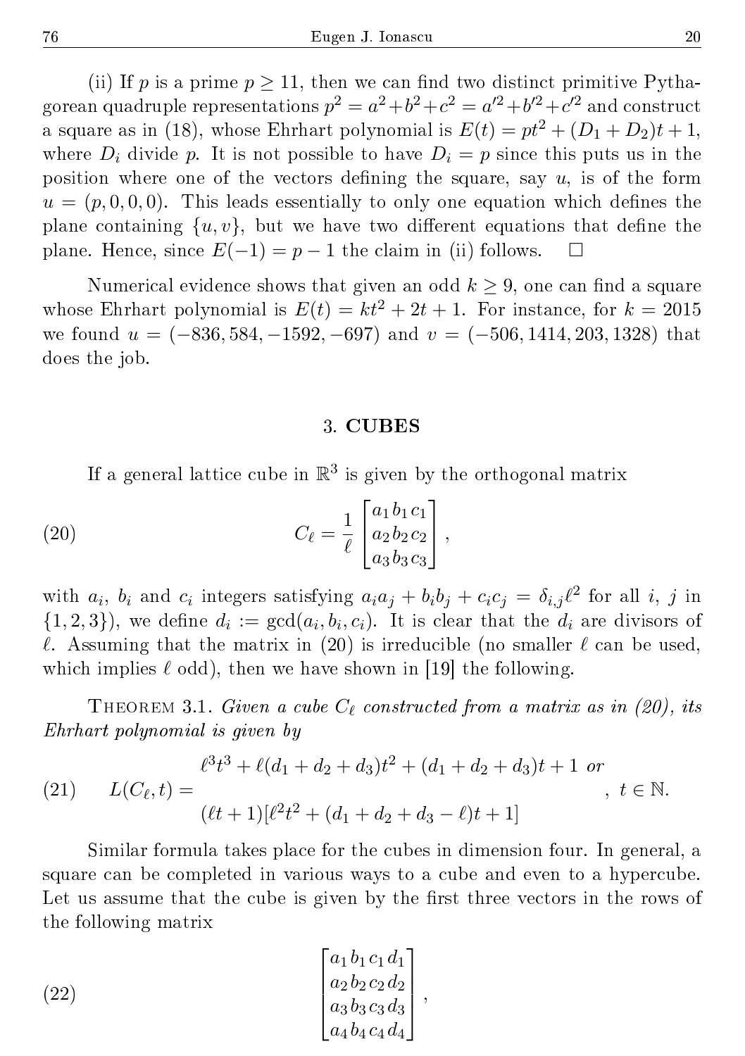(ii) If $p$ is a prime $p \geq 11$, then we can find two distinct primitive Pythagorean quadruple representations $p^2 = a^2+b^2+c^2 = a'^2+b'^2+c'^2$ and construct a square as in (18), whose Ehrhart polynomial is $E(t) = pt^2 + (D_1 + D_2)t + 1$, where $D_i$ divide $p$. It is not possible to have $D_i = p$ since this puts us in the position where one of the vectors defining the square, say $u$, is of the form $u = (p, 0, 0, 0)$. This leads essentially to only one equation which defines the plane containing $\{u, v\}$, but we have two different equations that define the plane. Hence, since $E(-1) = p - 1$ the claim in (ii) follows. $\square$

Numerical evidence shows that given an odd $k \geq 9$, one can find a square whose Ehrhart polynomial is $E(t) = kt^2 + 2t + 1$. For instance, for $k = 2015$ we found $u = (-836, 584, -1592, -697)$ and $v = (-506, 1414, 203, 1328)$ that does the job.

## 3. CUBES

If a general lattice cube in $\mathbb{R}^3$ is given by the orthogonal matrix

$$C_\ell = \frac{1}{\ell}\begin{bmatrix} a_1\, b_1\, c_1 \\ a_2\, b_2\, c_2 \\ a_3\, b_3\, c_3 \end{bmatrix}, \tag{20}$$

with $a_i$, $b_i$ and $c_i$ integers satisfying $a_ia_j + b_ib_j + c_ic_j = \delta_{i,j}\ell^2$ for all $i$, $j$ in $\{1, 2, 3\}$), we define $d_i := \gcd(a_i, b_i, c_i)$. It is clear that the $d_i$ are divisors of $\ell$. Assuming that the matrix in (20) is irreducible (no smaller $\ell$ can be used, which implies $\ell$ odd), then we have shown in [19] the following.

THEOREM 3.1. *Given a cube $C_\ell$ constructed from a matrix as in (20), its Ehrhart polynomial is given by*

$$L(C_\ell, t) = \begin{array}{c} \ell^3t^3 + \ell(d_1 + d_2 + d_3)t^2 + (d_1 + d_2 + d_3)t + 1 \text{ or} \\ \\ (\ell t + 1)[\ell^2t^2 + (d_1 + d_2 + d_3 - \ell)t + 1] \end{array}, \quad t \in \mathbb{N}. \tag{21}$$

Similar formula takes place for the cubes in dimension four. In general, a square can be completed in various ways to a cube and even to a hypercube. Let us assume that the cube is given by the first three vectors in the rows of the following matrix

$$\begin{bmatrix} a_1\, b_1\, c_1\, d_1 \\ a_2\, b_2\, c_2\, d_2 \\ a_3\, b_3\, c_3\, d_3 \\ a_4\, b_4\, c_4\, d_4 \end{bmatrix}, \tag{22}$$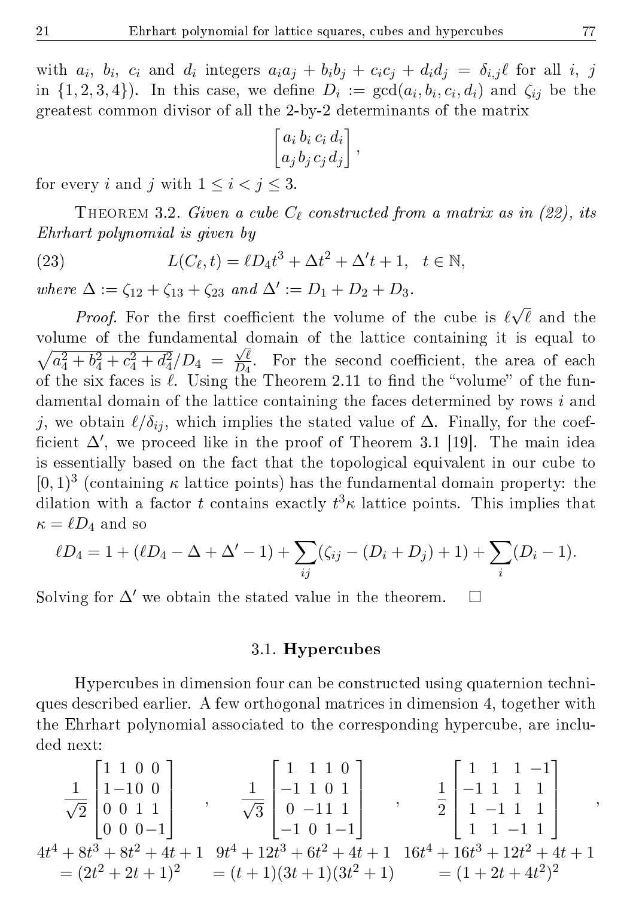with $a_i$, $b_i$, $c_i$ and $d_i$ integers $a_ia_j + b_ib_j + c_ic_j + d_id_j = \delta_{i,j}\ell$ for all $i$, $j$ in $\{1, 2, 3, 4\}$). In this case, we define $D_i := \gcd(a_i, b_i, c_i, d_i)$ and $\zeta_{ij}$ be the greatest common divisor of all the 2-by-2 determinants of the matrix

$$\begin{bmatrix} a_i\, b_i\, c_i\, d_i \\ a_j\, b_j\, c_j\, d_j \end{bmatrix},$$

for every $i$ and $j$ with $1 \leq i < j \leq 3$.

THEOREM 3.2. *Given a cube $C_\ell$ constructed from a matrix as in (22), its Ehrhart polynomial is given by*

$$L(C_\ell, t) = \ell D_4 t^3 + \Delta t^2 + \Delta' t + 1, \quad t \in \mathbb{N}, \tag{23}$$

*where $\Delta := \zeta_{12} + \zeta_{13} + \zeta_{23}$ and $\Delta' := D_1 + D_2 + D_3$.*

*Proof.* For the first coefficient the volume of the cube is $\ell\sqrt{\ell}$ and the volume of the fundamental domain of the lattice containing it is equal to $\sqrt{a_4^2 + b_4^2 + c_4^2 + d_4^2}/D_4 = \frac{\sqrt{\ell}}{D_4}$. For the second coefficient, the area of each of the six faces is $\ell$. Using the Theorem 2.11 to find the "volume" of the fundamental domain of the lattice containing the faces determined by rows $i$ and $j$, we obtain $\ell/\delta_{ij}$, which implies the stated value of $\Delta$. Finally, for the coefficient $\Delta'$, we proceed like in the proof of Theorem 3.1 [19]. The main idea is essentially based on the fact that the topological equivalent in our cube to $[0, 1)^3$ (containing $\kappa$ lattice points) has the fundamental domain property: the dilation with a factor $t$ contains exactly $t^3\kappa$ lattice points. This implies that $\kappa = \ell D_4$ and so

$$\ell D_4 = 1 + (\ell D_4 - \Delta + \Delta' - 1) + \sum_{ij} (\zeta_{ij} - (D_i + D_j) + 1) + \sum_i (D_i - 1).$$

Solving for $\Delta'$ we obtain the stated value in the theorem. $\square$

### 3.1. Hypercubes

Hypercubes in dimension four can be constructed using quaternion techniques described earlier. A few orthogonal matrices in dimension 4, together with the Ehrhart polynomial associated to the corresponding hypercube, are included next:

$$\frac{1}{\sqrt{2}}\begin{bmatrix} 1 & 1 & 0 & 0 \\ 1 & -1 & 0 & 0 \\ 0 & 0 & 1 & 1 \\ 0 & 0 & 0 & -1 \end{bmatrix}, \quad \frac{1}{\sqrt{3}}\begin{bmatrix} 1 & 1 & 1 & 0 \\ -1 & 1 & 0 & 1 \\ 0 & -1 & 1 & 1 \\ -1 & 0 & 1 & -1 \end{bmatrix}, \quad \frac{1}{2}\begin{bmatrix} 1 & 1 & 1 & -1 \\ -1 & 1 & 1 & 1 \\ 1 & -1 & 1 & 1 \\ 1 & 1 & -1 & 1 \end{bmatrix},$$

$$4t^4 + 8t^3 + 8t^2 + 4t + 1 = (2t^2 + 2t + 1)^2, \quad 9t^4 + 12t^3 + 6t^2 + 4t + 1 = (t + 1)(3t + 1)(3t^2 + 1), \quad 16t^4 + 16t^3 + 12t^2 + 4t + 1 = (1 + 2t + 4t^2)^2$$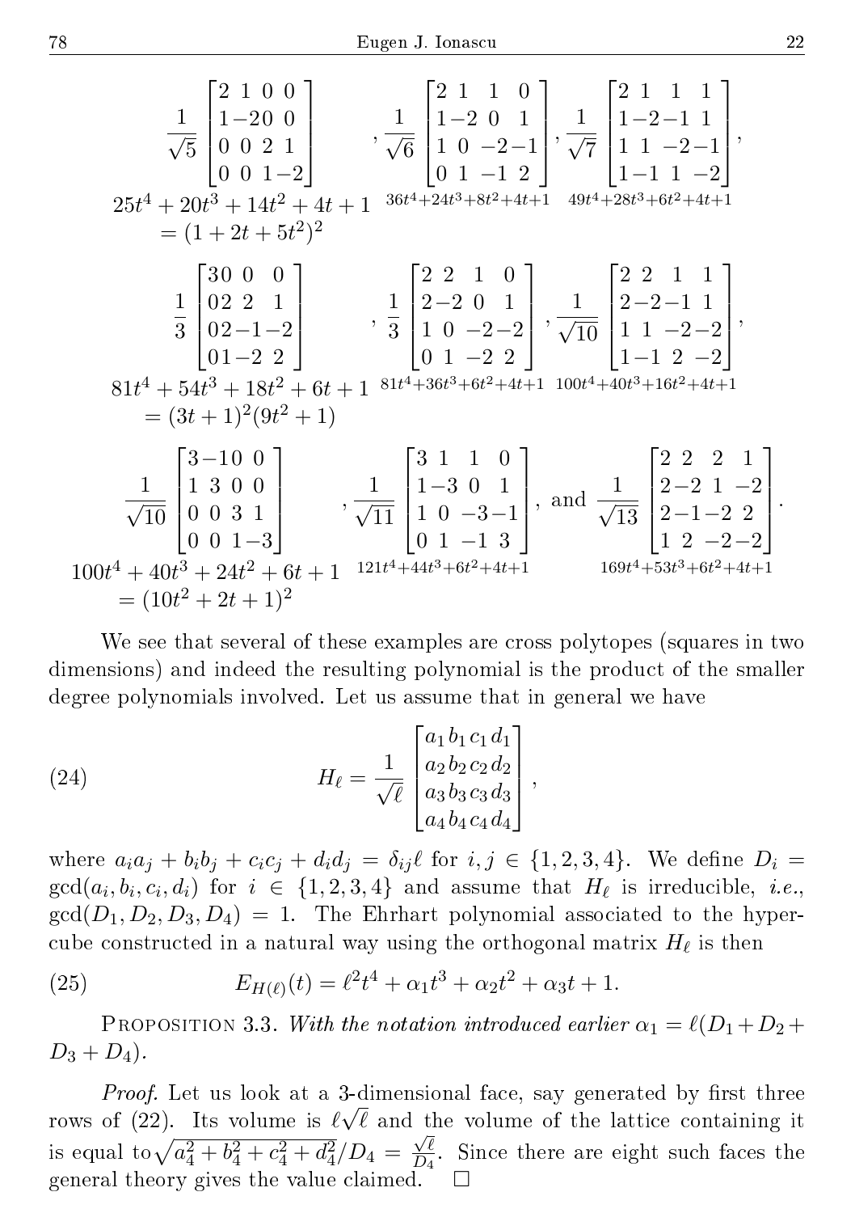$$\frac{1}{\sqrt{5}}\begin{bmatrix}2&1&0&0\\1&-2&0&0\\0&0&2&1\\0&0&1&-2\end{bmatrix},\ \frac{1}{\sqrt{6}}\begin{bmatrix}2&1&1&0\\1&-2&0&1\\1&0&-2&-1\\0&1&-1&2\end{bmatrix},\ \frac{1}{\sqrt{7}}\begin{bmatrix}2&1&1&1\\1&-2&-1&1\\1&1&-2&-1\\1&-1&1&-2\end{bmatrix},$$

$25t^4+20t^3+14t^2+4t+1 = (1+2t+5t^2)^2$, $\quad 36t^4+24t^3+8t^2+4t+1$, $\quad 49t^4+28t^3+6t^2+4t+1$

$$\frac{1}{3}\begin{bmatrix}3&0&0&0\\0&2&2&1\\0&2&-1&-2\\0&1&-2&2\end{bmatrix},\ \frac{1}{3}\begin{bmatrix}2&2&1&0\\2&-2&0&1\\1&0&-2&-2\\0&1&-2&2\end{bmatrix},\ \frac{1}{\sqrt{10}}\begin{bmatrix}2&2&1&1\\2&-2&-1&1\\1&1&-2&-2\\1&-1&2&-2\end{bmatrix},$$

$81t^4+54t^3+18t^2+6t+1 = (3t+1)^2(9t^2+1)$, $\quad 81t^4+36t^3+6t^2+4t+1$, $\quad 100t^4+40t^3+16t^2+4t+1$

$$\frac{1}{\sqrt{10}}\begin{bmatrix}3&-1&0&0\\1&3&0&0\\0&0&3&1\\0&0&1&-3\end{bmatrix},\ \frac{1}{\sqrt{11}}\begin{bmatrix}3&1&1&0\\1&-3&0&1\\1&0&-3&-1\\0&1&-1&3\end{bmatrix},\ \text{and}\ \frac{1}{\sqrt{13}}\begin{bmatrix}2&2&2&1\\2&-2&1&-2\\2&-1&-2&2\\1&2&-2&-2\end{bmatrix}.$$

$100t^4+40t^3+24t^2+6t+1 = (10t^2+2t+1)^2$, $\quad 121t^4+44t^3+6t^2+4t+1$, $\quad 169t^4+53t^3+6t^2+4t+1$

We see that several of these examples are cross polytopes (squares in two dimensions) and indeed the resulting polynomial is the product of the smaller degree polynomials involved. Let us assume that in general we have

$$H_\ell = \frac{1}{\sqrt{\ell}}\begin{bmatrix}a_1&b_1&c_1&d_1\\a_2&b_2&c_2&d_2\\a_3&b_3&c_3&d_3\\a_4&b_4&c_4&d_4\end{bmatrix}, \tag{24}$$

where $a_ia_j+b_ib_j+c_ic_j+d_id_j=\delta_{ij}\ell$ for $i,j\in\{1,2,3,4\}$. We define $D_i=\gcd(a_i,b_i,c_i,d_i)$ for $i\in\{1,2,3,4\}$ and assume that $H_\ell$ is irreducible, *i.e.*, $\gcd(D_1,D_2,D_3,D_4)=1$. The Ehrhart polynomial associated to the hypercube constructed in a natural way using the orthogonal matrix $H_\ell$ is then

$$E_{H(\ell)}(t) = \ell^2t^4+\alpha_1t^3+\alpha_2t^2+\alpha_3t+1. \tag{25}$$

PROPOSITION 3.3. *With the notation introduced earlier* $\alpha_1=\ell(D_1+D_2+D_3+D_4)$.

*Proof.* Let us look at a 3-dimensional face, say generated by first three rows of (22). Its volume is $\ell\sqrt{\ell}$ and the volume of the lattice containing it is equal to $\sqrt{a_4^2+b_4^2+c_4^2+d_4^2}/D_4=\frac{\sqrt{\ell}}{D_4}$. Since there are eight such faces the general theory gives the value claimed. $\square$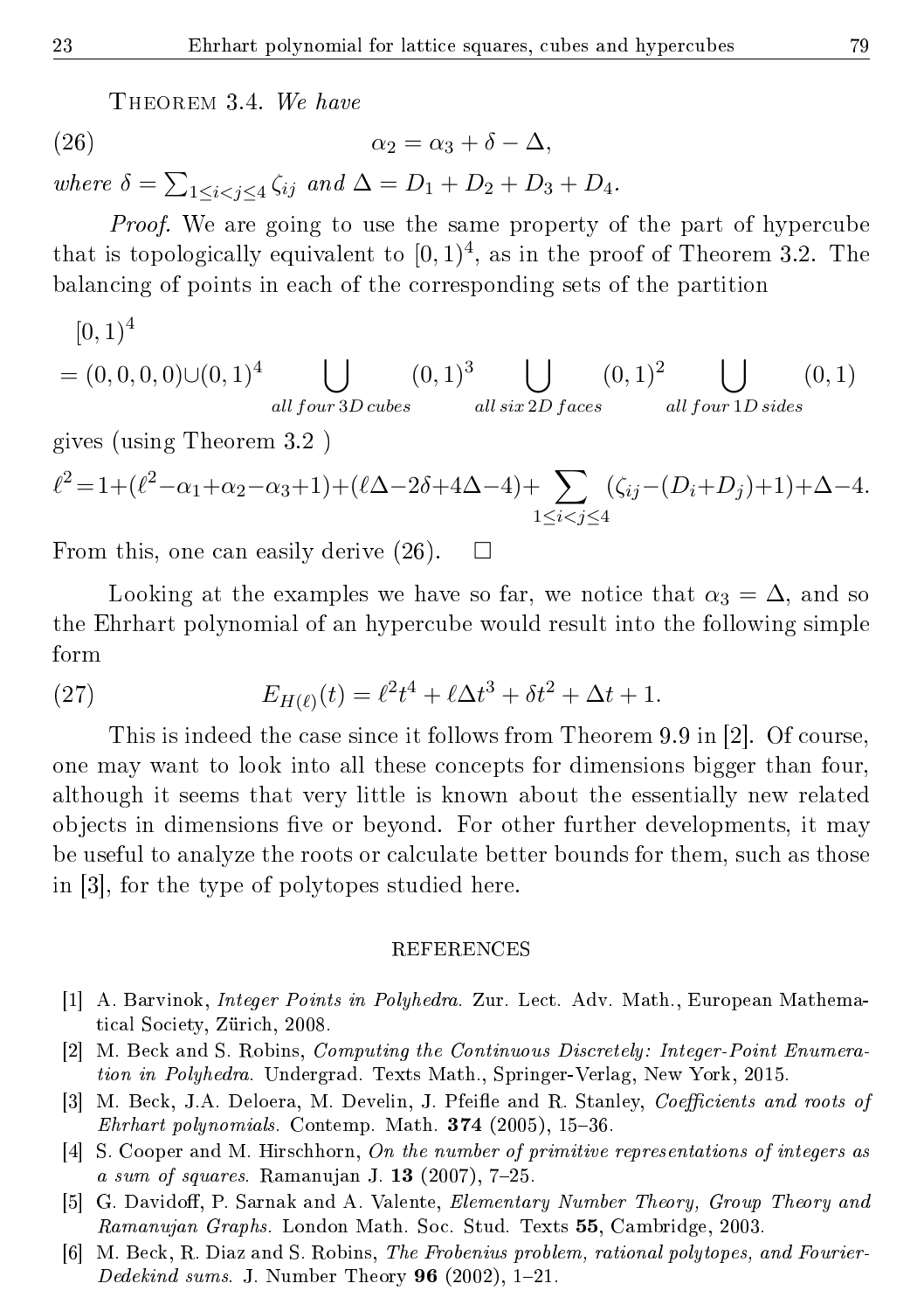THEOREM 3.4. *We have*

$$\alpha_2 = \alpha_3 + \delta - \Delta, \tag{26}$$

*where* $\delta = \sum_{1\le i<j\le 4} \zeta_{ij}$ *and* $\Delta = D_1 + D_2 + D_3 + D_4$.

*Proof.* We are going to use the same property of the part of hypercube that is topologically equivalent to $[0,1)^4$, as in the proof of Theorem 3.2. The balancing of points in each of the corresponding sets of the partition

$$[0,1)^4 = (0,0,0,0) \cup (0,1)^4 \bigcup_{all\, four\, 3D\, cubes} (0,1)^3 \bigcup_{all\, six\, 2D\, faces} (0,1)^2 \bigcup_{all\, four\, 1D\, sides} (0,1)$$

gives (using Theorem 3.2 )

$$\ell^2 = 1 + (\ell^2 - \alpha_1 + \alpha_2 - \alpha_3 + 1) + (\ell\Delta - 2\delta + 4\Delta - 4) + \sum_{1\le i<j\le 4} (\zeta_{ij} - (D_i + D_j) + 1) + \Delta - 4.$$

From this, one can easily derive (26). $\square$

Looking at the examples we have so far, we notice that $\alpha_3 = \Delta$, and so the Ehrhart polynomial of an hypercube would result into the following simple form

$$E_{H(\ell)}(t) = \ell^2 t^4 + \ell\Delta t^3 + \delta t^2 + \Delta t + 1. \tag{27}$$

This is indeed the case since it follows from Theorem 9.9 in [2]. Of course, one may want to look into all these concepts for dimensions bigger than four, although it seems that very little is known about the essentially new related objects in dimensions five or beyond. For other further developments, it may be useful to analyze the roots or calculate better bounds for them, such as those in [3], for the type of polytopes studied here.

## REFERENCES

[1] A. Barvinok, *Integer Points in Polyhedra.* Zur. Lect. Adv. Math., European Mathematical Society, Zürich, 2008.

[2] M. Beck and S. Robins, *Computing the Continuous Discretely: Integer-Point Enumeration in Polyhedra.* Undergrad. Texts Math., Springer-Verlag, New York, 2015.

[3] M. Beck, J.A. Deloera, M. Develin, J. Pfeifle and R. Stanley, *Coefficients and roots of Ehrhart polynomials.* Contemp. Math. **374** (2005), 15–36.

[4] S. Cooper and M. Hirschhorn, *On the number of primitive representations of integers as a sum of squares.* Ramanujan J. **13** (2007), 7–25.

[5] G. Davidoff, P. Sarnak and A. Valente, *Elementary Number Theory, Group Theory and Ramanujan Graphs.* London Math. Soc. Stud. Texts **55**, Cambridge, 2003.

[6] M. Beck, R. Diaz and S. Robins, *The Frobenius problem, rational polytopes, and Fourier-Dedekind sums.* J. Number Theory **96** (2002), 1–21.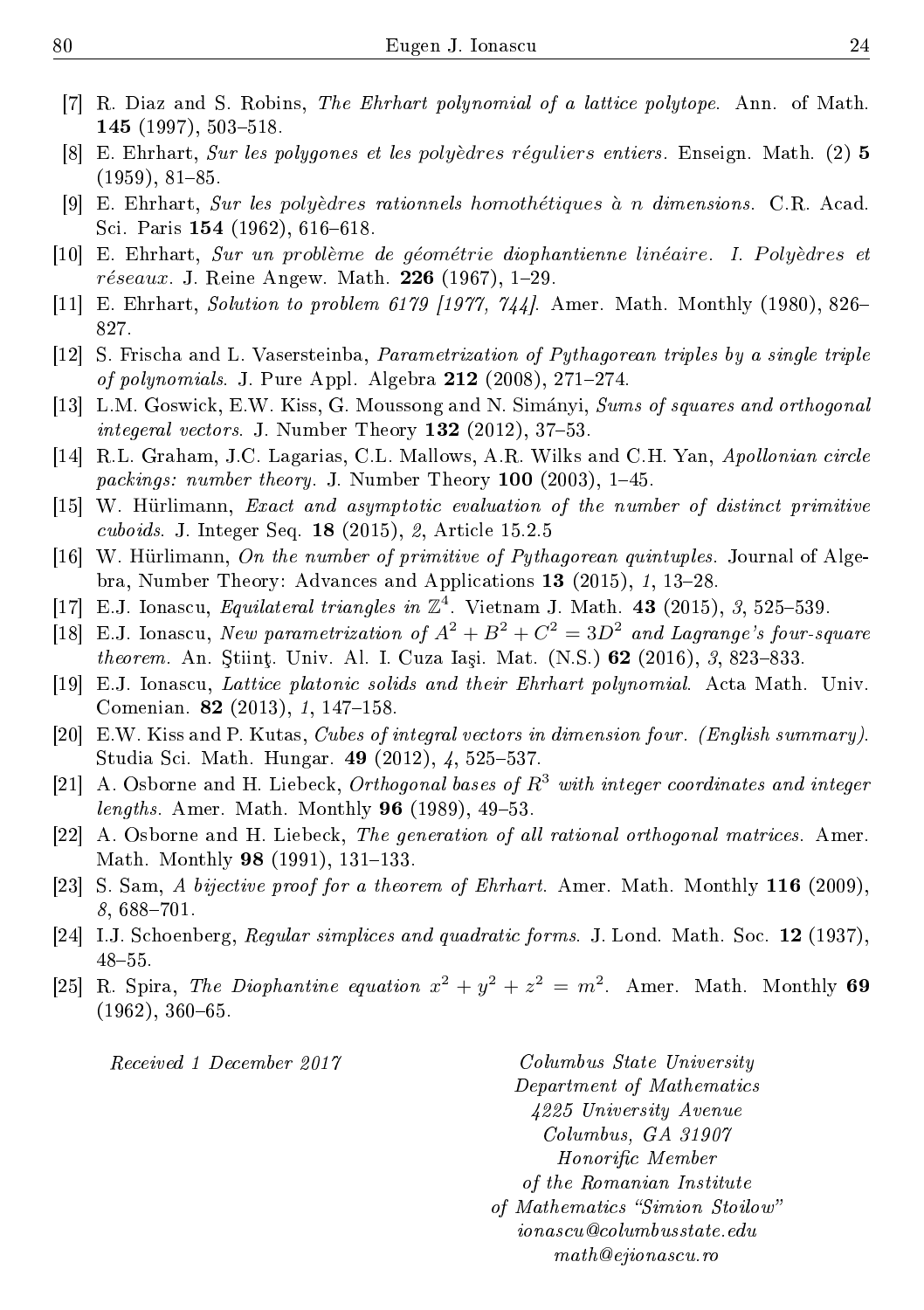[7] R. Diaz and S. Robins, *The Ehrhart polynomial of a lattice polytope*. Ann. of Math. **145** (1997), 503–518.

[8] E. Ehrhart, *Sur les polygones et les polyèdres réguliers entiers*. Enseign. Math. (2) **5** (1959), 81–85.

[9] E. Ehrhart, *Sur les polyèdres rationnels homothétiques à n dimensions*. C.R. Acad. Sci. Paris **154** (1962), 616–618.

[10] E. Ehrhart, *Sur un problème de géométrie diophantienne linéaire. I. Polyèdres et réseaux*. J. Reine Angew. Math. **226** (1967), 1–29.

[11] E. Ehrhart, *Solution to problem 6179 [1977, 744]*. Amer. Math. Monthly (1980), 826–827.

[12] S. Frischa and L. Vaserst­einba, *Parametrization of Pythagorean triples by a single triple of polynomials*. J. Pure Appl. Algebra **212** (2008), 271–274.

[13] L.M. Goswick, E.W. Kiss, G. Moussong and N. Simányi, *Sums of squares and orthogonal integeral vectors*. J. Number Theory **132** (2012), 37–53.

[14] R.L. Graham, J.C. Lagarias, C.L. Mallows, A.R. Wilks and C.H. Yan, *Apollonian circle packings: number theory*. J. Number Theory **100** (2003), 1–45.

[15] W. Hürlimann, *Exact and asymptotic evaluation of the number of distinct primitive cuboids*. J. Integer Seq. **18** (2015), *2*, Article 15.2.5

[16] W. Hürlimann, *On the number of primitive of Pythagorean quintuples*. Journal of Algebra, Number Theory: Advances and Applications **13** (2015), *1*, 13–28.

[17] E.J. Ionascu, *Equilateral triangles in* $\mathbb{Z}^4$. Vietnam J. Math. **43** (2015), *3*, 525–539.

[18] E.J. Ionascu, *New parametrization of* $A^2 + B^2 + C^2 = 3D^2$ *and Lagrange's four-square theorem*. An. Ştiinţ. Univ. Al. I. Cuza Iaşi. Mat. (N.S.) **62** (2016), *3*, 823–833.

[19] E.J. Ionascu, *Lattice platonic solids and their Ehrhart polynomial*. Acta Math. Univ. Comenian. **82** (2013), *1*, 147–158.

[20] E.W. Kiss and P. Kutas, *Cubes of integral vectors in dimension four. (English summary)*. Studia Sci. Math. Hungar. **49** (2012), *4*, 525–537.

[21] A. Osborne and H. Liebeck, *Orthogonal bases of* $R^3$ *with integer coordinates and integer lengths*. Amer. Math. Monthly **96** (1989), 49–53.

[22] A. Osborne and H. Liebeck, *The generation of all rational orthogonal matrices*. Amer. Math. Monthly **98** (1991), 131–133.

[23] S. Sam, *A bijective proof for a theorem of Ehrhart*. Amer. Math. Monthly **116** (2009), *8*, 688–701.

[24] I.J. Schoenberg, *Regular simplices and quadratic forms*. J. Lond. Math. Soc. **12** (1937), 48–55.

[25] R. Spira, *The Diophantine equation* $x^2 + y^2 + z^2 = m^2$. Amer. Math. Monthly **69** (1962), 360–65.

*Received 1 December 2017*

*Columbus State University*
*Department of Mathematics*
*4225 University Avenue*
*Columbus, GA 31907*
*Honorific Member*
*of the Romanian Institute*
*of Mathematics "Simion Stoilow"*
*ionascu@columbusstate.edu*
*math@ejionascu.ro*